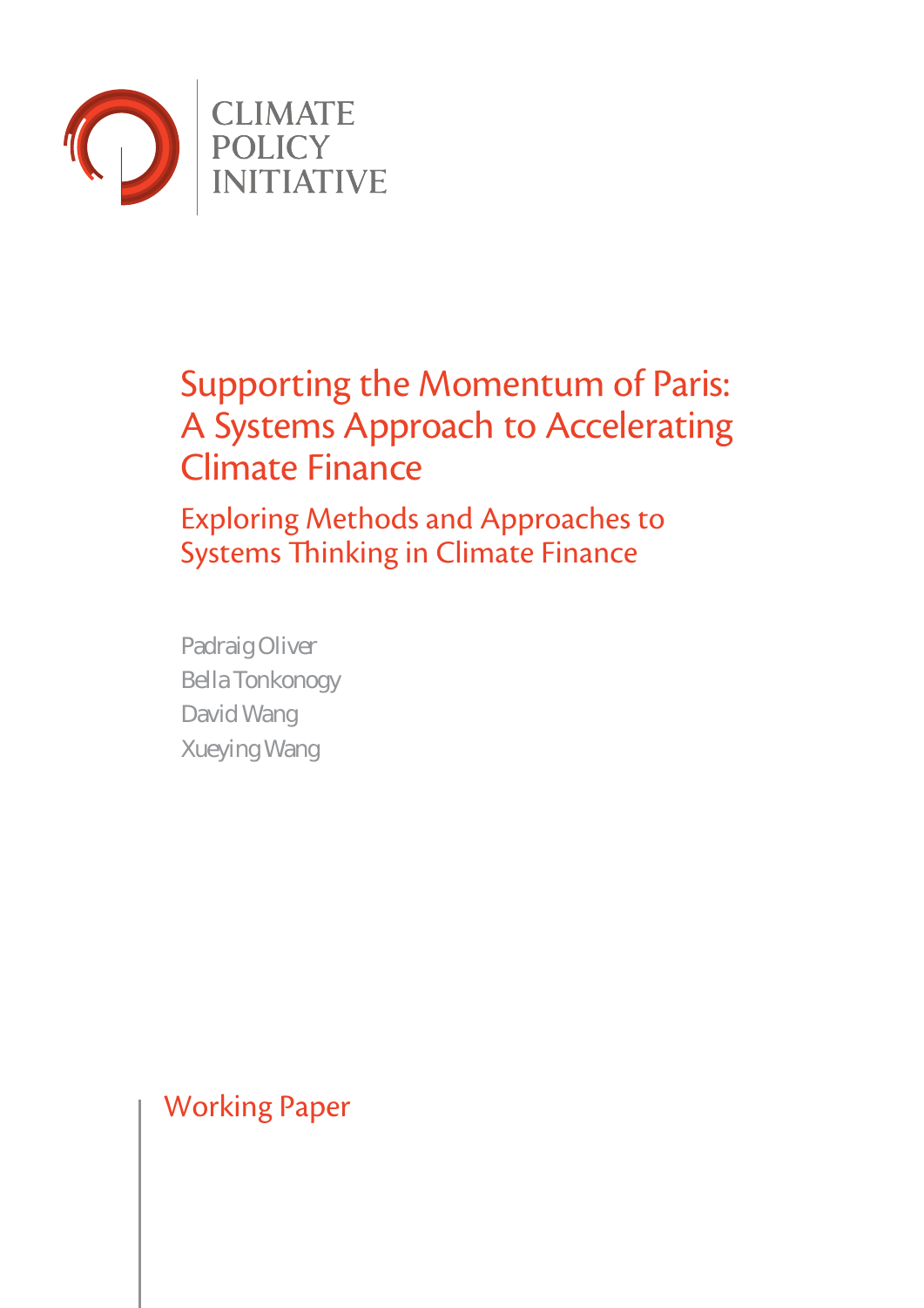CLIMATE POLICY INITIATIVE

# Supporting the Momentum of Paris: A Systems Approach to Accelerating Climate Finance

## Exploring Methods and Approaches to Systems Thinking in Climate Finance

Padraig Oliver
Bella Tonkonogy
David Wang
Xueying Wang

Working Paper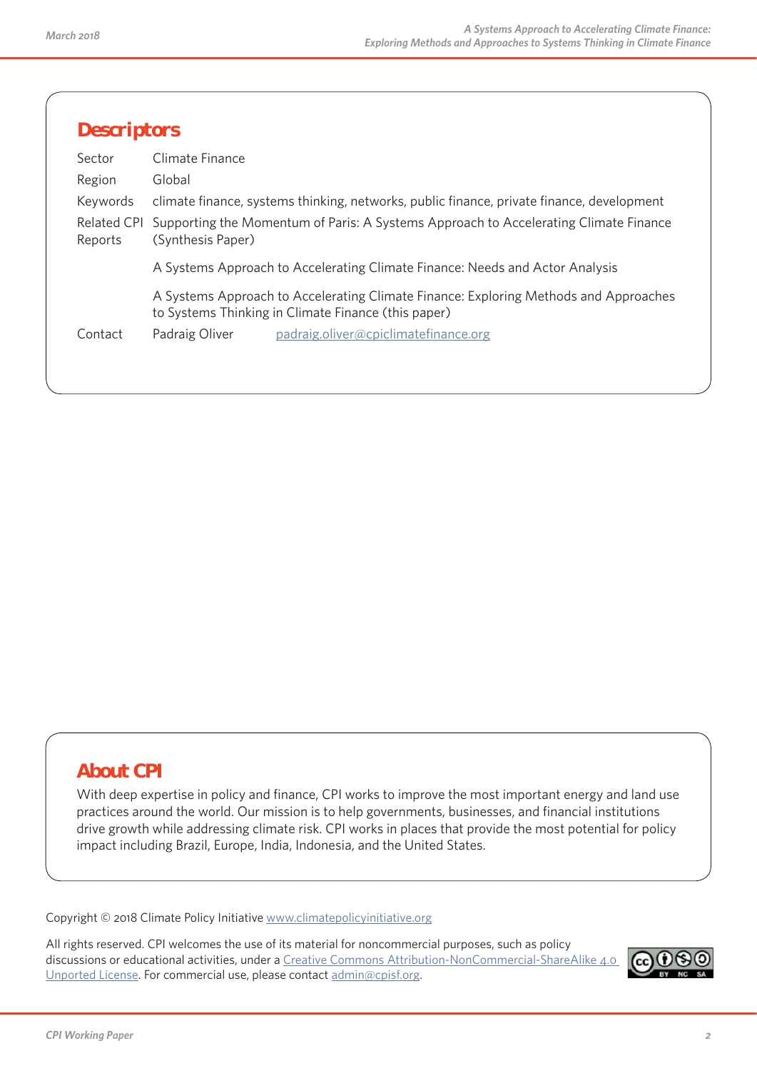## Descriptors

| | |
|---|---|
| Sector | Climate Finance |
| Region | Global |
| Keywords | climate finance, systems thinking, networks, public finance, private finance, development |
| Related CPI Reports | Supporting the Momentum of Paris: A Systems Approach to Accelerating Climate Finance (Synthesis Paper) |
| | A Systems Approach to Accelerating Climate Finance: Needs and Actor Analysis |
| | A Systems Approach to Accelerating Climate Finance: Exploring Methods and Approaches to Systems Thinking in Climate Finance (this paper) |
| Contact | Padraig Oliver padraig.oliver@cpiclimatefinance.org |

## About CPI

With deep expertise in policy and finance, CPI works to improve the most important energy and land use practices around the world. Our mission is to help governments, businesses, and financial institutions drive growth while addressing climate risk. CPI works in places that provide the most potential for policy impact including Brazil, Europe, India, Indonesia, and the United States.

Copyright © 2018 Climate Policy Initiative www.climatepolicyinitiative.org

All rights reserved. CPI welcomes the use of its material for noncommercial purposes, such as policy discussions or educational activities, under a Creative Commons Attribution-NonCommercial-ShareAlike 4.0 Unported License. For commercial use, please contact admin@cpisf.org.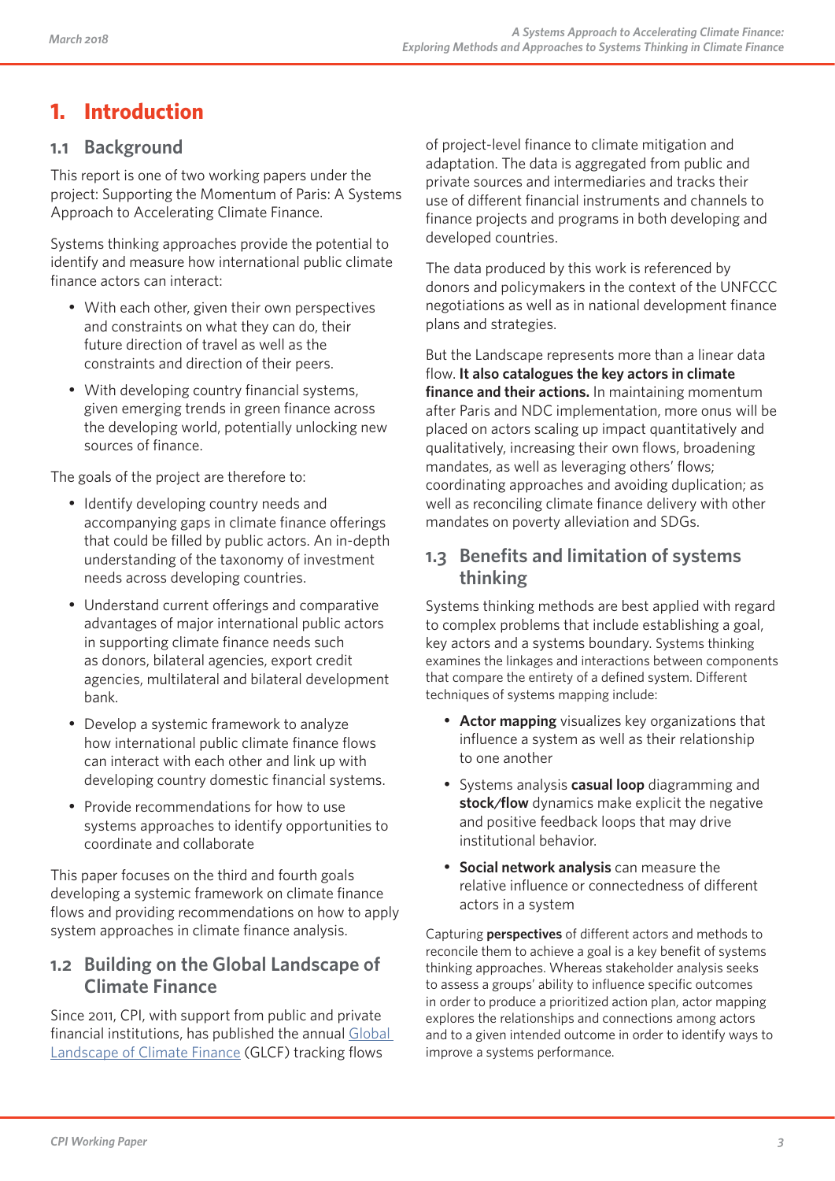# 1. Introduction

## 1.1 Background

This report is one of two working papers under the project: Supporting the Momentum of Paris: A Systems Approach to Accelerating Climate Finance.

Systems thinking approaches provide the potential to identify and measure how international public climate finance actors can interact:

- With each other, given their own perspectives and constraints on what they can do, their future direction of travel as well as the constraints and direction of their peers.
- With developing country financial systems, given emerging trends in green finance across the developing world, potentially unlocking new sources of finance.

The goals of the project are therefore to:

- Identify developing country needs and accompanying gaps in climate finance offerings that could be filled by public actors. An in-depth understanding of the taxonomy of investment needs across developing countries.
- Understand current offerings and comparative advantages of major international public actors in supporting climate finance such as donors, bilateral agencies, export credit agencies, multilateral and bilateral development bank.
- Develop a systemic framework to analyze how international public climate finance flows can interact with each other and link up with developing country domestic financial systems.
- Provide recommendations for how to use systems approaches to identify opportunities to coordinate and collaborate

This paper focuses on the third and fourth goals developing a systemic framework on climate finance flows and providing recommendations on how to apply system approaches in climate finance analysis.

## 1.2 Building on the Global Landscape of Climate Finance

Since 2011, CPI, with support from public and private financial institutions, has published the annual Global Landscape of Climate Finance (GLCF) tracking flows of project-level finance to climate mitigation and adaptation. The data is aggregated from public and private sources and intermediaries and tracks their use of different financial instruments and channels to finance projects and programs in both developing and developed countries.

The data produced by this work is referenced by donors and policymakers in the context of the UNFCCC negotiations as well as in national development finance plans and strategies.

But the Landscape represents more than a linear data flow. **It also catalogues the key actors in climate finance and their actions.** In maintaining momentum after Paris and NDC implementation, more onus will be placed on actors scaling up impact quantitatively and qualitatively, increasing their own flows, broadening mandates, as well as leveraging others' flows; coordinating approaches and avoiding duplication; as well as reconciling climate finance delivery with other mandates on poverty alleviation and SDGs.

## 1.3 Benefits and limitation of systems thinking

Systems thinking methods are best applied with regard to complex problems that include establishing a goal, key actors and a systems boundary. Systems thinking examines the linkages and interactions between components that compare the entirety of a defined system. Different techniques of systems mapping include:

- **Actor mapping** visualizes key organizations that influence a system as well as their relationship to one another
- Systems analysis **casual loop** diagramming and **stock/flow** dynamics make explicit the negative and positive feedback loops that may drive institutional behavior.
- **Social network analysis** can measure the relative influence or connectedness of different actors in a system

Capturing **perspectives** of different actors and methods to reconcile them to achieve a goal is a key benefit of systems thinking approaches. Whereas stakeholder analysis seeks to assess a groups' ability to influence specific outcomes in order to produce a prioritized action plan, actor mapping explores the relationships and connections among actors and to a given intended outcome in order to identify ways to improve a systems performance.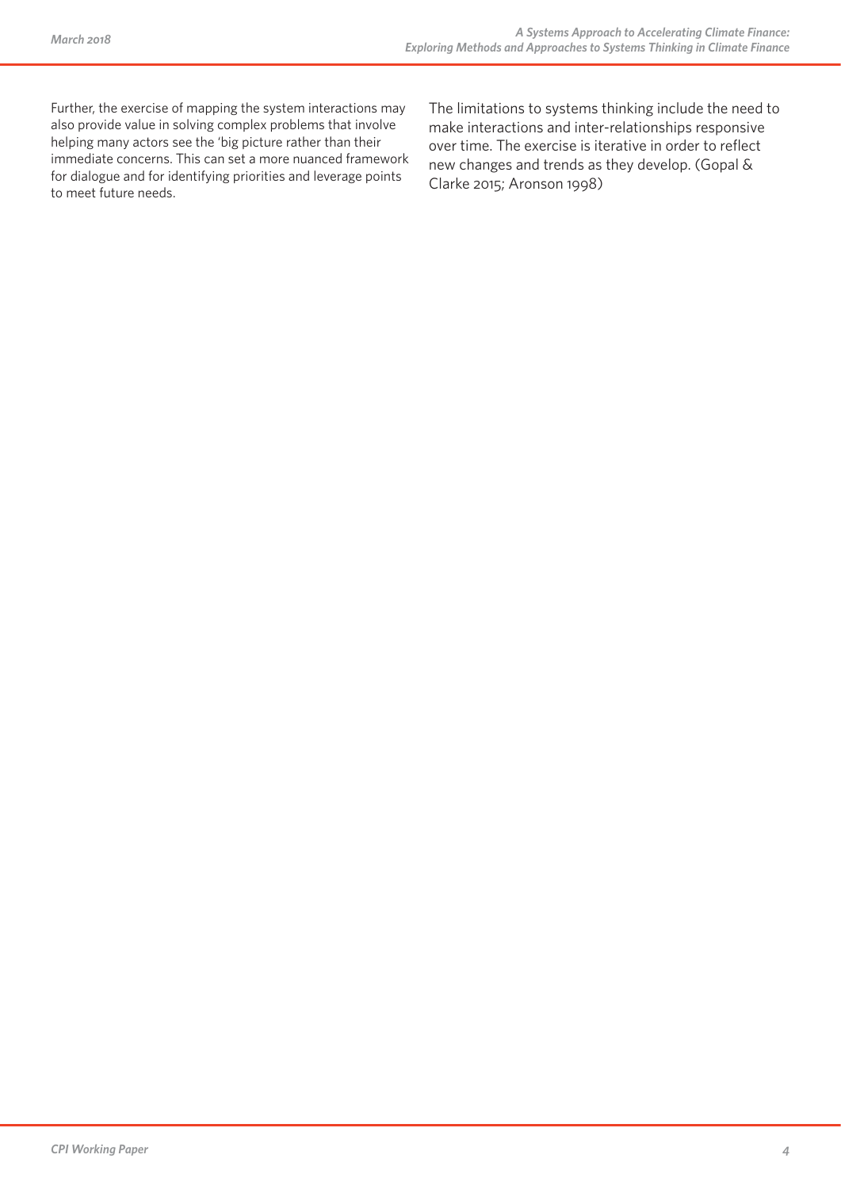Further, the exercise of mapping the system interactions may also provide value in solving complex problems that involve helping many actors see the 'big picture rather than their immediate concerns. This can set a more nuanced framework for dialogue and for identifying priorities and leverage points to meet future needs.

The limitations to systems thinking include the need to make interactions and inter-relationships responsive over time. The exercise is iterative in order to reflect new changes and trends as they develop. (Gopal & Clarke 2015; Aronson 1998)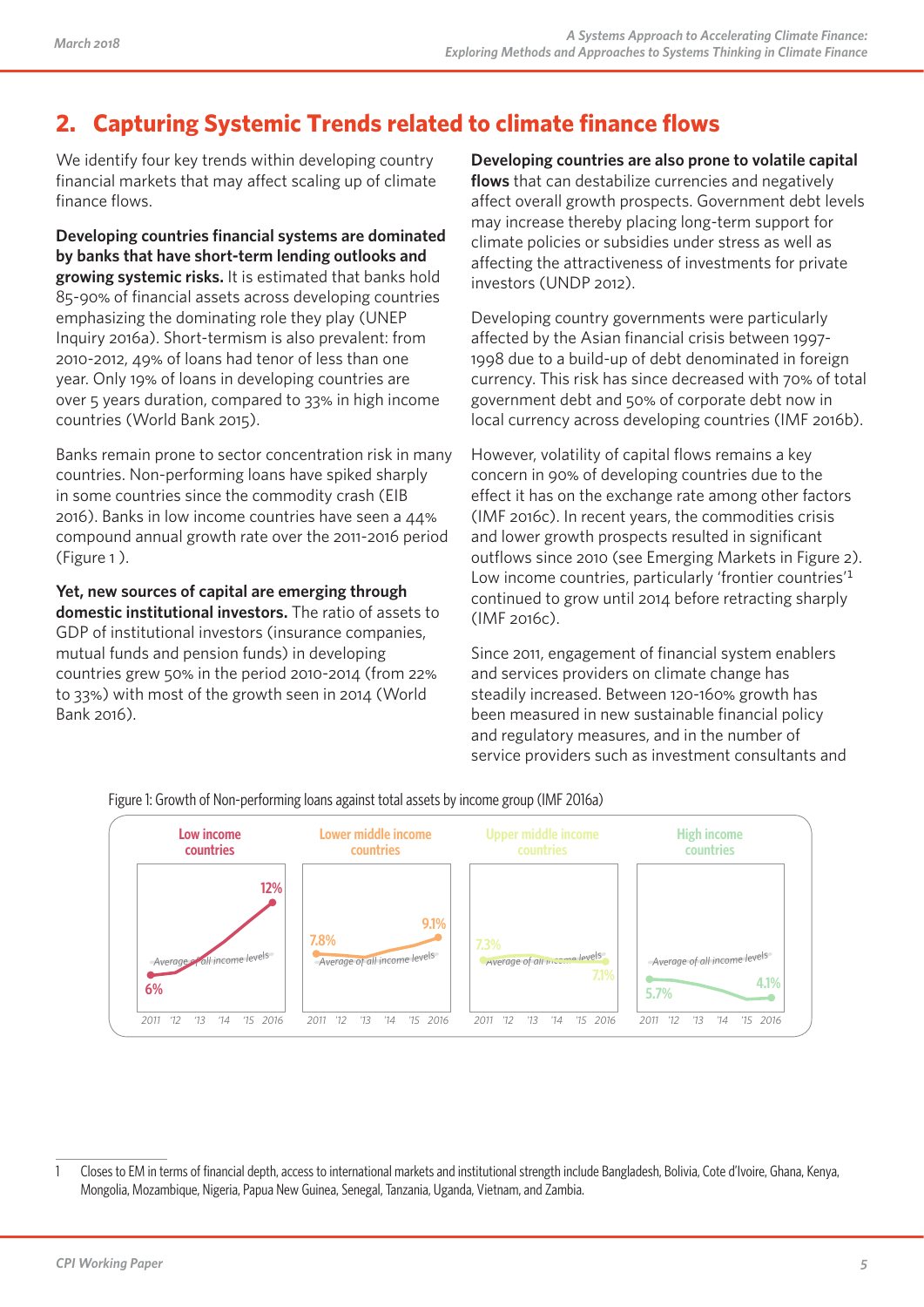## 2. Capturing Systemic Trends related to climate finance flows

We identify four key trends within developing country financial markets that may affect scaling up of climate finance flows.

**Developing countries financial systems are dominated by banks that have short-term lending outlooks and growing systemic risks.** It is estimated that banks hold 85-90% of financial assets across developing countries emphasizing the dominating role they play (UNEP Inquiry 2016a). Short-termism is also prevalent: from 2010-2012, 49% of loans had tenor of less than one year. Only 19% of loans in developing countries are over 5 years duration, compared to 33% in high income countries (World Bank 2015).

Banks remain prone to sector concentration risk in many countries. Non-performing loans have spiked sharply in some countries since the commodity crash (EIB 2016). Banks in low income countries have seen a 44% compound annual growth rate over the 2011-2016 period (Figure 1 ).

**Yet, new sources of capital are emerging through domestic institutional investors.** The ratio of assets to GDP of institutional investors (insurance companies, mutual funds and pension funds) in developing countries grew 50% in the period 2010-2014 (from 22% to 33%) with most of the growth seen in 2014 (World Bank 2016).

**Developing countries are also prone to volatile capital flows** that can destabilize currencies and negatively affect overall growth prospects. Government debt levels may increase thereby placing long-term support for climate policies or subsidies under stress as well as affecting the attractiveness of investments for private investors (UNDP 2012).

Developing country governments were particularly affected by the Asian financial crisis between 1997-1998 due to a build-up of debt denominated in foreign currency. This risk has since decreased with 70% of total government debt and 50% of corporate debt now in local currency across developing countries (IMF 2016b).

However, volatility of capital flows remains a key concern in 90% of developing countries due to the effect it has on the exchange rate among other factors (IMF 2016c). In recent years, the commodities crisis and lower growth prospects resulted in significant outflows since 2010 (see Emerging Markets in Figure 2). Low income countries, particularly 'frontier countries'[1] continued to grow until 2014 before retracting sharply (IMF 2016c).

Since 2011, engagement of financial system enablers and services providers on climate change has steadily increased. Between 120-160% growth has been measured in new sustainable financial policy and regulatory measures, and in the number of service providers such as investment consultants and

Figure 1: Growth of Non-performing loans against total assets by income group (IMF 2016a)

| Income group | 2011 | 2016 |
|---|---|---|
| Low income countries | 6% | 12% |
| Lower middle income countries | 7.8% | 9.1% |
| Upper middle income countries | 7.3% | 7.1% |
| High income countries | 5.7% | 4.1% |

---

[1] Closes to EM in terms of financial depth, access to international markets and institutional strength include Bangladesh, Bolivia, Cote d'Ivoire, Ghana, Kenya, Mongolia, Mozambique, Nigeria, Papua New Guinea, Senegal, Tanzania, Uganda, Vietnam, and Zambia.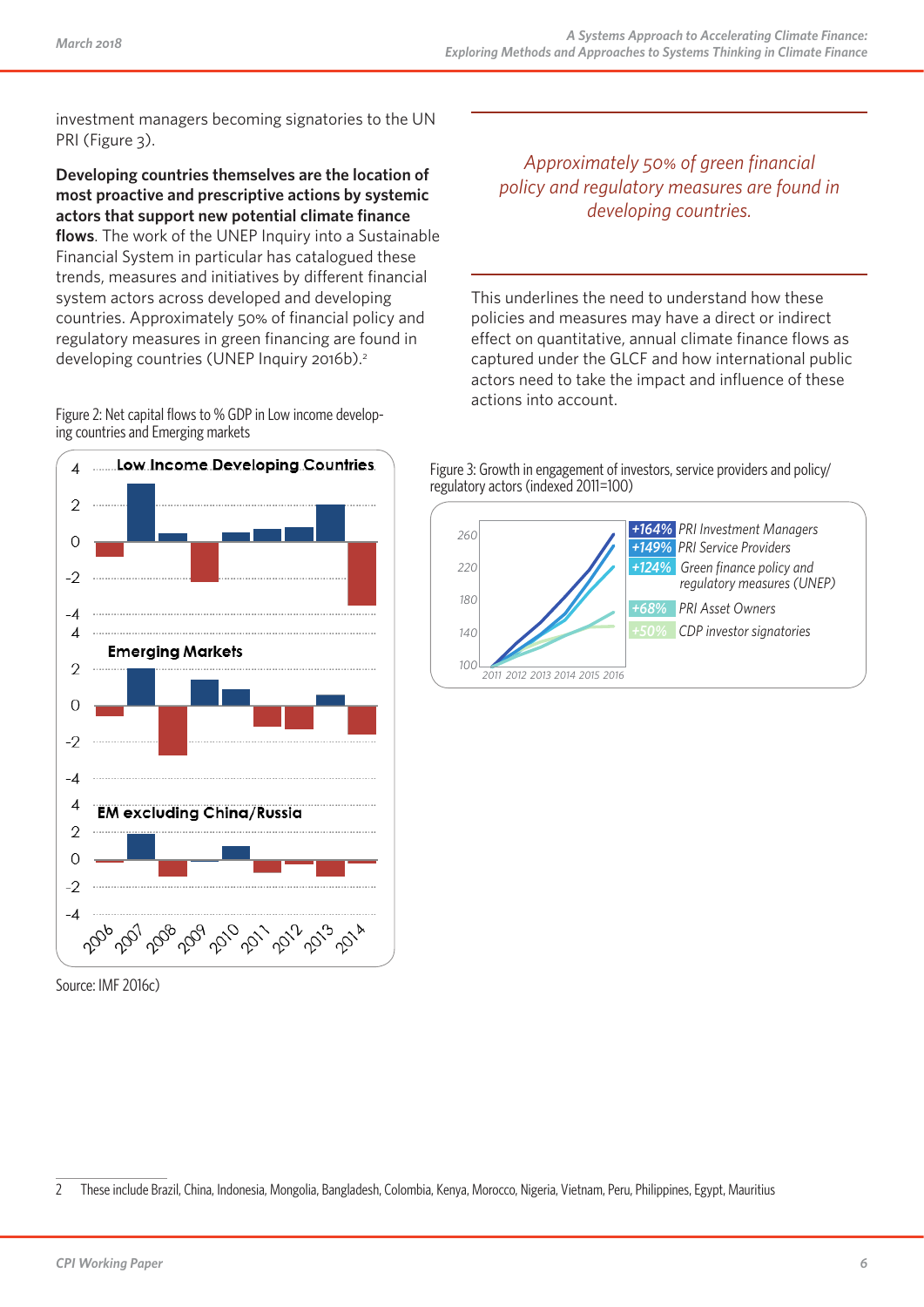investment managers becoming signatories to the UN PRI (Figure 3).

**Developing countries themselves are the location of most proactive and prescriptive actions by systemic actors that support new potential climate finance flows**. The work of the UNEP Inquiry into a Sustainable Financial System in particular has catalogued these trends, measures and initiatives by different financial system actors across developed and developing countries. Approximately 50% of financial policy and regulatory measures in green financing are found in developing countries (UNEP Inquiry 2016b).[2]

Figure 2: Net capital flows to % GDP in Low income developing countries and Emerging markets

Source: IMF 2016c)

*Approximately 50% of green financial policy and regulatory measures are found in developing countries.*

This underlines the need to understand how these policies and measures may have a direct or indirect effect on quantitative, annual climate finance flows as captured under the GLCF and how international public actors need to take the impact and influence of these actions into account.

Figure 3: Growth in engagement of investors, service providers and policy/regulatory actors (indexed 2011=100)

---

2 These include Brazil, China, Indonesia, Mongolia, Bangladesh, Colombia, Kenya, Morocco, Nigeria, Vietnam, Peru, Philippines, Egypt, Mauritius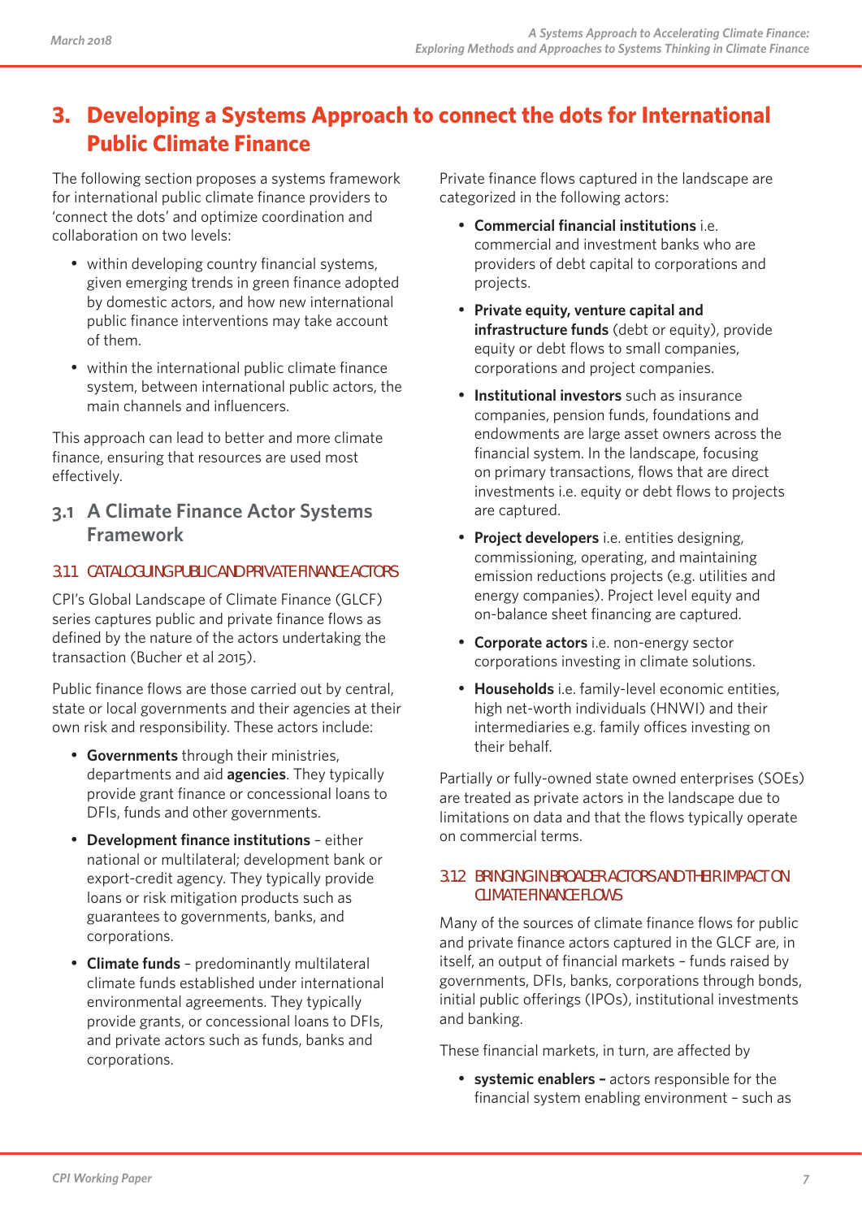# 3. Developing a Systems Approach to connect the dots for International Public Climate Finance

The following section proposes a systems framework for international public climate finance providers to 'connect the dots' and optimize coordination and collaboration on two levels:

- within developing country financial systems, given emerging trends in green finance adopted by domestic actors, and how new international public finance interventions may take account of them.
- within the international public climate finance system, between international public actors, the main channels and influencers.

This approach can lead to better and more climate finance, ensuring that resources are used most effectively.

## 3.1 A Climate Finance Actor Systems Framework

### 3.1.1 CATALOGUING PUBLIC AND PRIVATE FINANCE ACTORS

CPI's Global Landscape of Climate Finance (GLCF) series captures public and private finance flows as defined by the nature of the actors undertaking the transaction (Bucher et al 2015).

Public finance flows are those carried out by central, state or local governments and their agencies at their own risk and responsibility. These actors include:

- **Governments** through their ministries, departments and aid **agencies**. They typically provide grant finance or concessional loans to DFIs, funds and other governments.
- **Development finance institutions** – either national or multilateral; development bank or export-credit agency. They typically provide loans or risk mitigation products such as guarantees to governments, banks, and corporations.
- **Climate funds** – predominantly multilateral climate funds established under international environmental agreements. They typically provide grants, or concessional loans to DFIs, and private actors such as funds, banks and corporations.

Private finance flows captured in the landscape are categorized in the following actors:

- **Commercial financial institutions** i.e. commercial and investment banks who are providers of debt capital to corporations and projects.
- **Private equity, venture capital and infrastructure funds** (debt or equity), provide equity or debt flows to small companies, corporations and project companies.
- **Institutional investors** such as insurance companies, pension funds, foundations and endowments are large asset owners across the financial system. In the landscape, focusing on primary transactions, flows that are direct investments i.e. equity or debt flows to projects are captured.
- **Project developers** i.e. entities designing, commissioning, operating, and maintaining emission reductions projects (e.g. utilities and energy companies). Project level equity and on-balance sheet financing are captured.
- **Corporate actors** i.e. non-energy sector corporations investing in climate solutions.
- **Households** i.e. family-level economic entities, high net-worth individuals (HNWI) and their intermediaries e.g. family offices investing on their behalf.

Partially or fully-owned state owned enterprises (SOEs) are treated as private actors in the landscape due to limitations on data and that the flows typically operate on commercial terms.

### 3.1.2 BRINGING IN BROADER ACTORS AND THEIR IMPACT ON CLIMATE FINANCE FLOWS

Many of the sources of climate finance flows for public and private finance actors captured in the GLCF are, in itself, an output of financial markets – funds raised by governments, DFIs, banks, corporations through bonds, initial public offerings (IPOs), institutional investments and banking.

These financial markets, in turn, are affected by

- **systemic enablers –** actors responsible for the financial system enabling environment – such as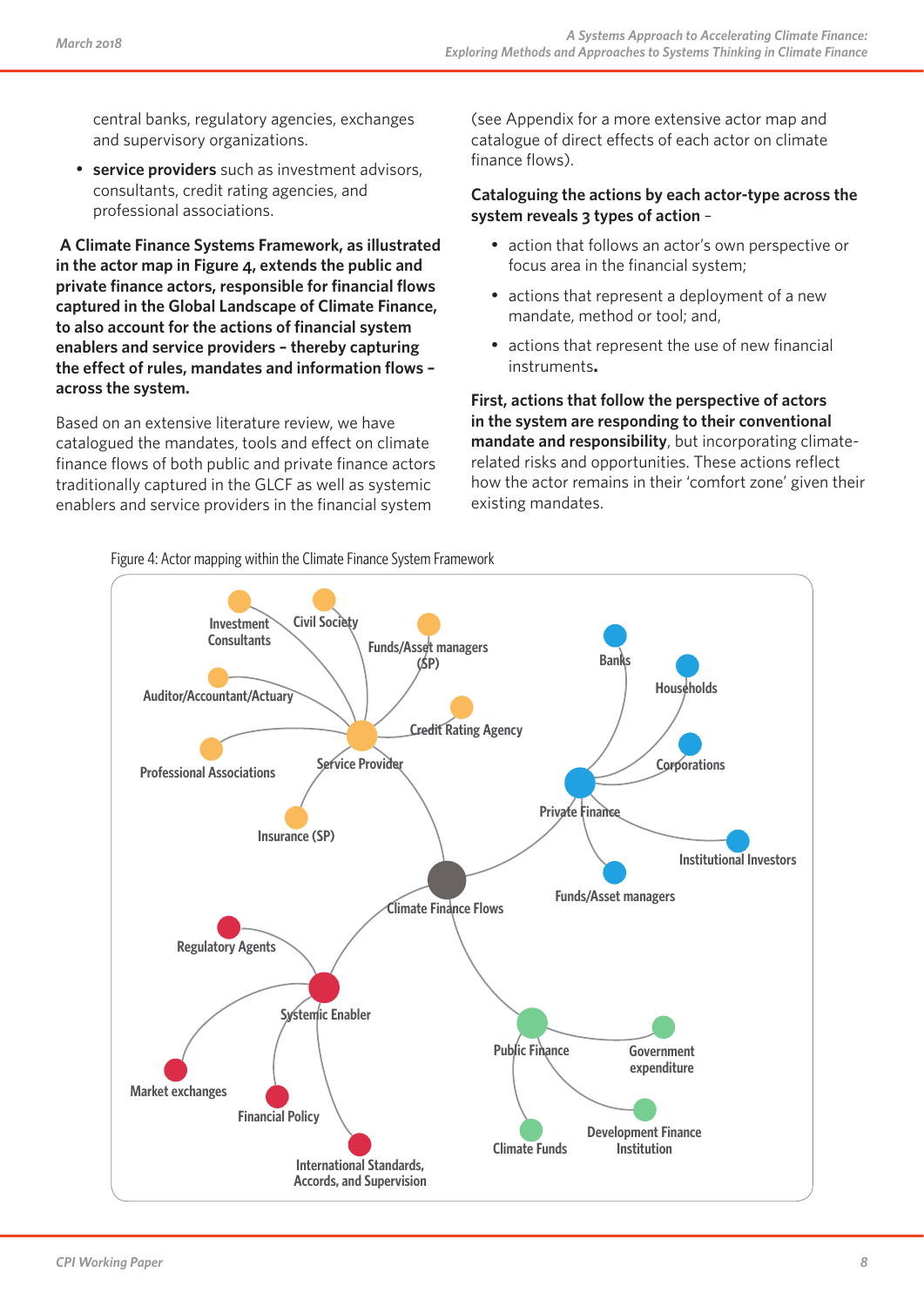central banks, regulatory agencies, exchanges and supervisory organizations.

- **service providers** such as investment advisors, consultants, credit rating agencies, and professional associations.

**A Climate Finance Systems Framework, as illustrated in the actor map in Figure 4, extends the public and private finance actors, responsible for financial flows captured in the Global Landscape of Climate Finance, to also account for the actions of financial system enablers and service providers – thereby capturing the effect of rules, mandates and information flows – across the system.**

Based on an extensive literature review, we have catalogued the mandates, tools and effect on climate finance flows of both public and private finance actors traditionally captured in the GLCF as well as systemic enablers and service providers in the financial system (see Appendix for a more extensive actor map and catalogue of direct effects of each actor on climate finance flows).

**Cataloguing the actions by each actor-type across the system reveals 3 types of action** –

- action that follows an actor's own perspective or focus area in the financial system;
- actions that represent a deployment of a new mandate, method or tool; and,
- actions that represent the use of new financial instruments**.**

**First, actions that follow the perspective of actors in the system are responding to their conventional mandate and responsibility**, but incorporating climate-related risks and opportunities. These actions reflect how the actor remains in their 'comfort zone' given their existing mandates.

Figure 4: Actor mapping within the Climate Finance System Framework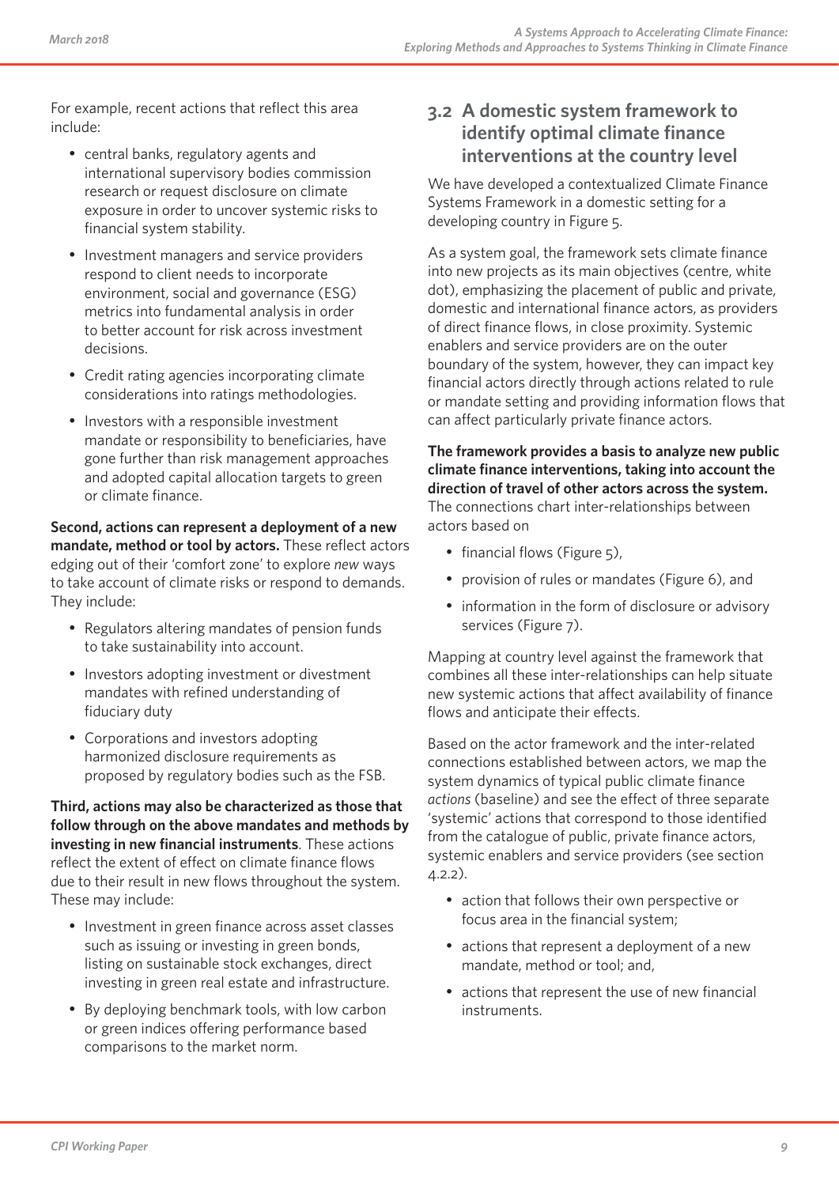For example, recent actions that reflect this area include:

- central banks, regulatory agents and international supervisory bodies commission research or request disclosure on climate exposure in order to uncover systemic risks to financial system stability.
- Investment managers and service providers respond to client needs to incorporate environment, social and governance (ESG) metrics into fundamental analysis in order to better account for risk across investment decisions.
- Credit rating agencies incorporating climate considerations into ratings methodologies.
- Investors with a responsible investment mandate or responsibility to beneficiaries, have gone further than risk management approaches and adopted capital allocation targets to green or climate finance.

**Second, actions can represent a deployment of a new mandate, method or tool by actors.** These reflect actors edging out of their 'comfort zone' to explore *new* ways to take account of climate risks or respond to demands. They include:

- Regulators altering mandates of pension funds to take sustainability into account.
- Investors adopting investment or divestment mandates with refined understanding of fiduciary duty
- Corporations and investors adopting harmonized disclosure requirements as proposed by regulatory bodies such as the FSB.

**Third, actions may also be characterized as those that follow through on the above mandates and methods by investing in new financial instruments**. These actions reflect the extent of effect on climate finance flows due to their result in new flows throughout the system. These may include:

- Investment in green finance across asset classes such as issuing or investing in green bonds, listing on sustainable stock exchanges, direct investing in green real estate and infrastructure.
- By deploying benchmark tools, with low carbon or green indices offering performance based comparisons to the market norm.

## 3.2 A domestic system framework to identify optimal climate finance interventions at the country level

We have developed a contextualized Climate Finance Systems Framework in a domestic setting for a developing country in Figure 5.

As a system goal, the framework sets climate finance into new projects as its main objectives (centre, white dot), emphasizing the placement of public and private, domestic and international finance actors, as providers of direct finance flows, in close proximity. Systemic enablers and service providers are on the outer boundary of the system, however, they can impact key financial actors directly through actions related to rule or mandate setting and providing information flows that can affect particularly private finance actors.

**The framework provides a basis to analyze new public climate finance interventions, taking into account the direction of travel of other actors across the system.** The connections chart inter-relationships between actors based on

- financial flows (Figure 5),
- provision of rules or mandates (Figure 6), and
- information in the form of disclosure or advisory services (Figure 7).

Mapping at country level against the framework that combines all these inter-relationships can help situate new systemic actions that affect availability of finance flows and anticipate their effects.

Based on the actor framework and the inter-related connections established between actors, we map the system dynamics of typical public climate finance *actions* (baseline) and see the effect of three separate 'systemic' actions that correspond to those identified from the catalogue of public, private finance actors, systemic enablers and service providers (see section 4.2.2).

- action that follows their own perspective or focus area in the financial system;
- actions that represent a deployment of a new mandate, method or tool; and,
- actions that represent the use of new financial instruments.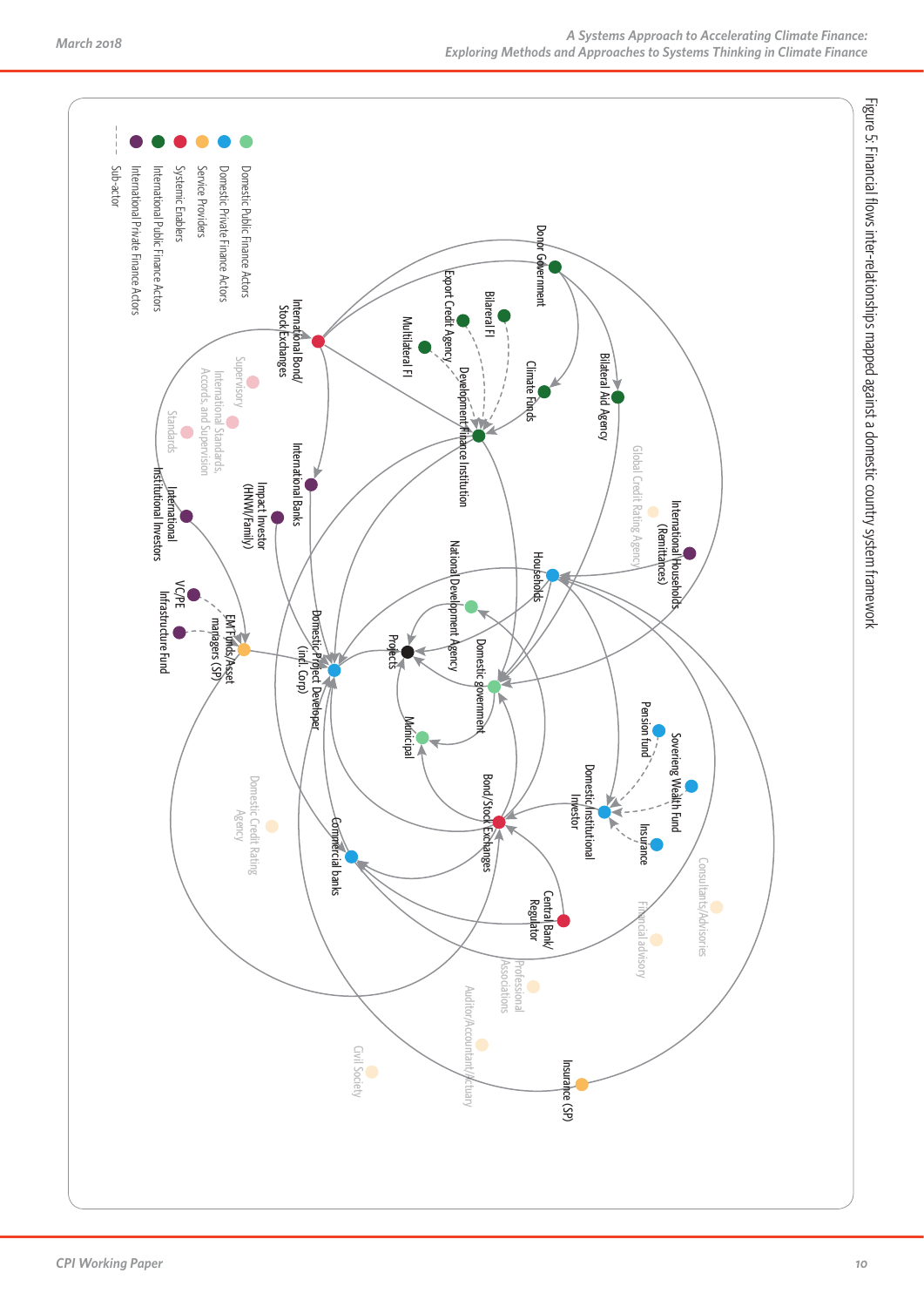Figure 5: Financial flows inter-relationships mapped against a domestic country system framework

- Domestic Public Finance Actors
- Domestic Private Finance Actors
- Service Providers
- Systemic Enablers
- International Public Finance Actors
- International Private Finance Actors
- Sub-actor

Donor Government

Bilateral Aid Agency

Climate Funds

Bilateral FI

Export Credit Agency

Multilateral FI

Development Finance Institution

International Bond/Stock Exchanges

International Banks

Impact Investor (HNWI/Family)

International Institutional Investors

VC/PE

Infrastructure Fund

EM Funds/Asset managers (SP)

Supervisory

International Standards, Accords, and Supervision

Standards

Global Credit Rating Agency

International Households (Remittances)

Households

National Development Agency

Projects

Domestic Project Developer (incl. Corp)

Domestic government

Municipal

Pension fund

Sovereing Wealth Fund

Domestic Institutional Investor

Insurance

Bond/Stock Exchanges

Domestic Credit Rating Agency

Commercial banks

Central Bank/Regulator

Consultants/Advisories

Financial advisory

Professional Associations

Auditor/Accountant/actuary

Civil Society

Insurance (SP)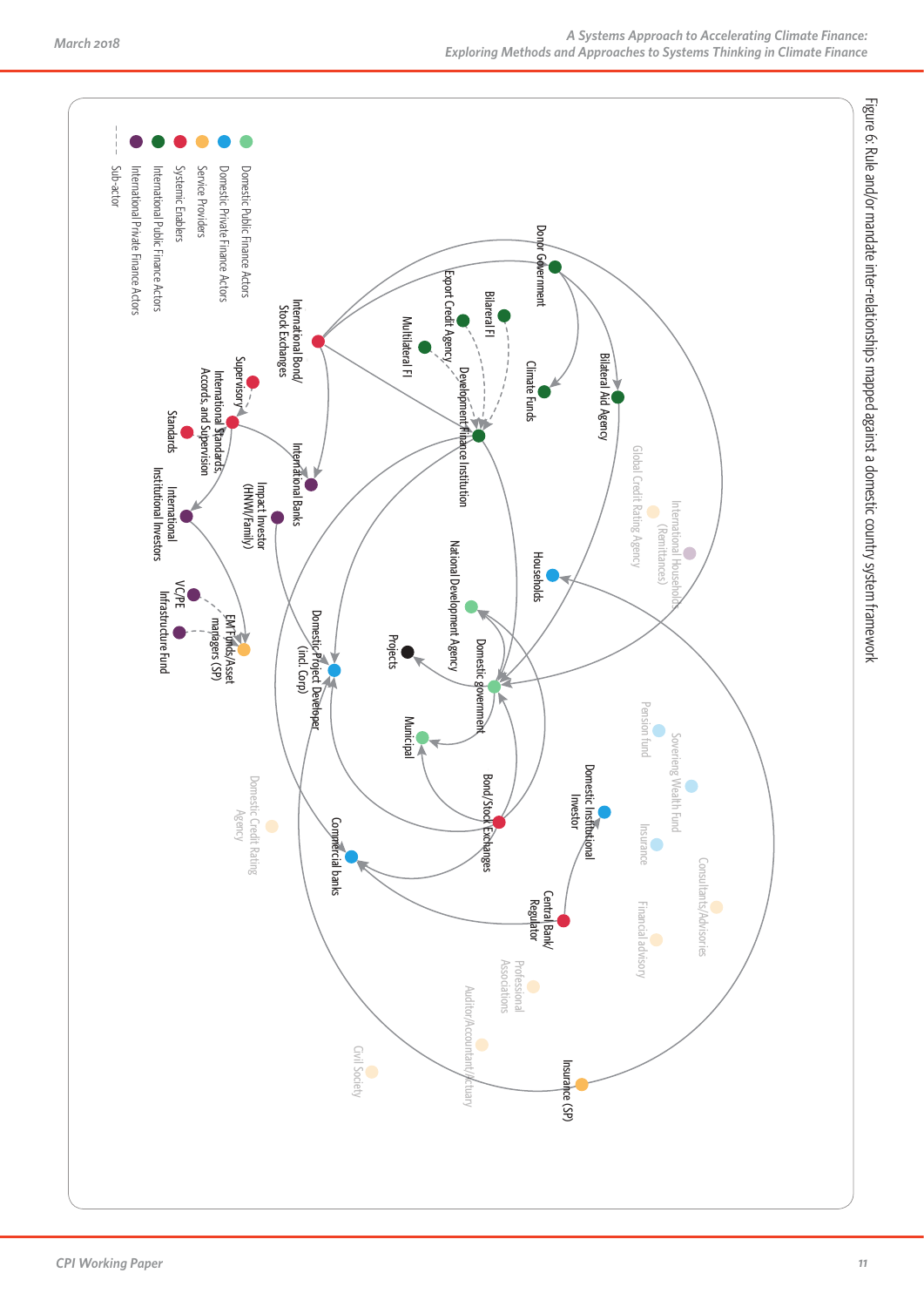Figure 6: Rule and/or mandate inter-relationships mapped against a domestic country system framework

Domestic Public Finance Actors
Domestic Private Finance Actors
Service Providers
Systemic Enablers
International Public Finance Actors
International Private Finance Actors
Sub-actor

Donor Government
Bilateral Aid Agency
Climate Funds
Bilateral FI
Export Credit Agency
Multilateral FI
Development Finance Institution
International Bond/Stock Exchanges
Supervisory
International Standards, Accords, and Supervision
Standards
International Banks
Impact Investor (HNWI/Family)
International Institutional Investors
VC/PE
Infrastructure Fund
EM Funds/Asset managers (SP)
Global Credit Rating Agency
International Households (Remittances)
Households
National Development Agency
Projects
Domestic government
Domestic Project Developer (incl. Corp)
Municipal
Pension fund
Sovereign Wealth Fund
Insurance
Domestic Institutional Investor
Bond/Stock Exchanges
Commercial banks
Domestic Credit Rating Agency
Consultants/Advisories
Financial advisory
Central Bank/Regulator
Professional Associations
Auditor/Accountant/Actuary
Civil Society
Insurance (SP)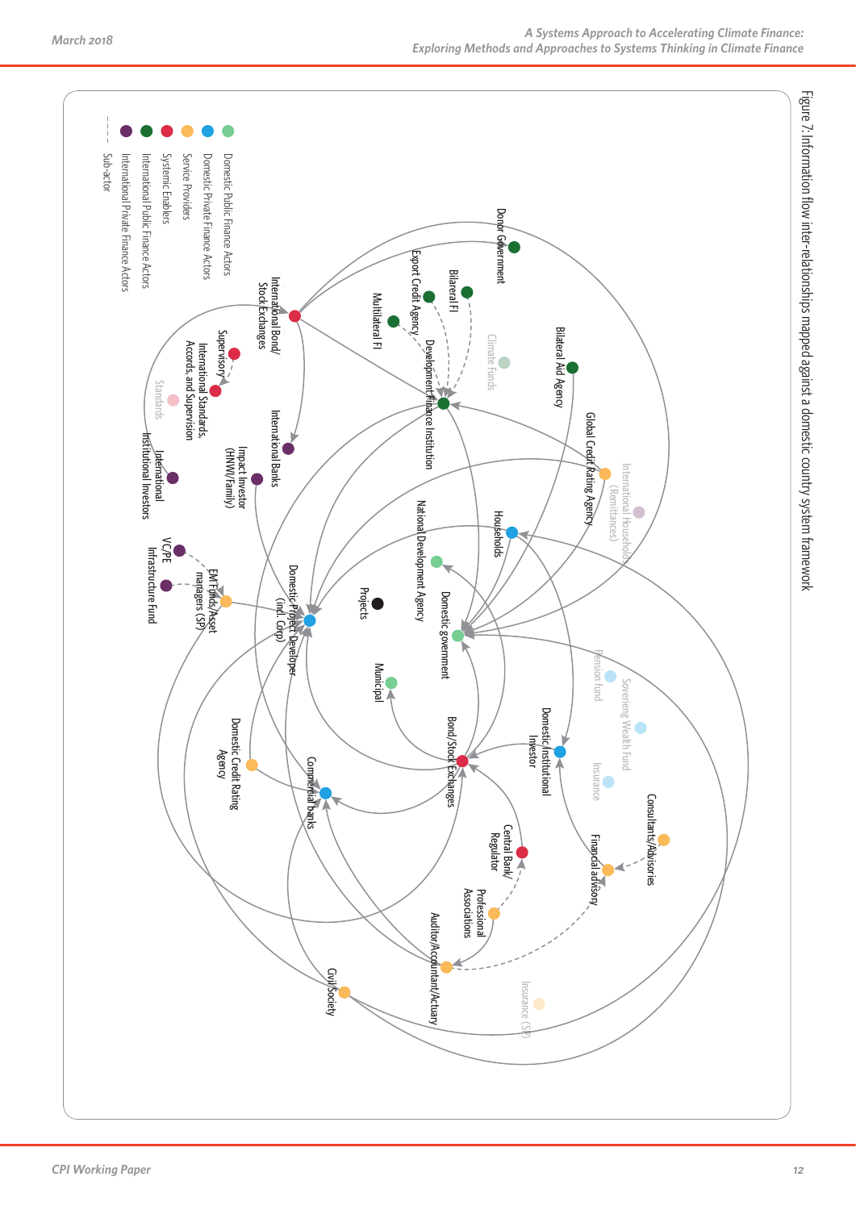Figure 7: Information flow inter-relationships mapped against a domestic country system framework

Domestic Public Finance Actors

Domestic Private Finance Actors

Service Providers

Systemic Enablers

International Public Finance Actors

International Private Finance Actors

Sub-actor

Donor Government

Bilateral FI

Export Credit Agency

Multilateral FI

Climate Funds

Bilateral Aid Agency

Development Finance Institution

International Bond/ Stock Exchanges

Supervisory

International Standards, Accords, and Supervision

Standards

International Banks

Impact Investor (HNWI/Family)

International Institutional Investors

Global Credit Rating Agency

International Households (Remittances)

Households

National Development Agency

Projects

Domestic government

Domestic Project Developer (incl. Corp)

VC/PE

Infrastructure Fund

EM Funds/Asset managers (SP)

Municipal

Pension fund

Sovereign Wealth Fund

Insurance

Domestic Institutional Investor

Bond/Stock Exchanges

Domestic Credit Rating Agency

Commercial banks

Consultants/Advisories

Financial advisory

Central Bank/ Regulator

Professional Associations

Auditor/Accountant/Actuary

Civil Society

Insurance (SP)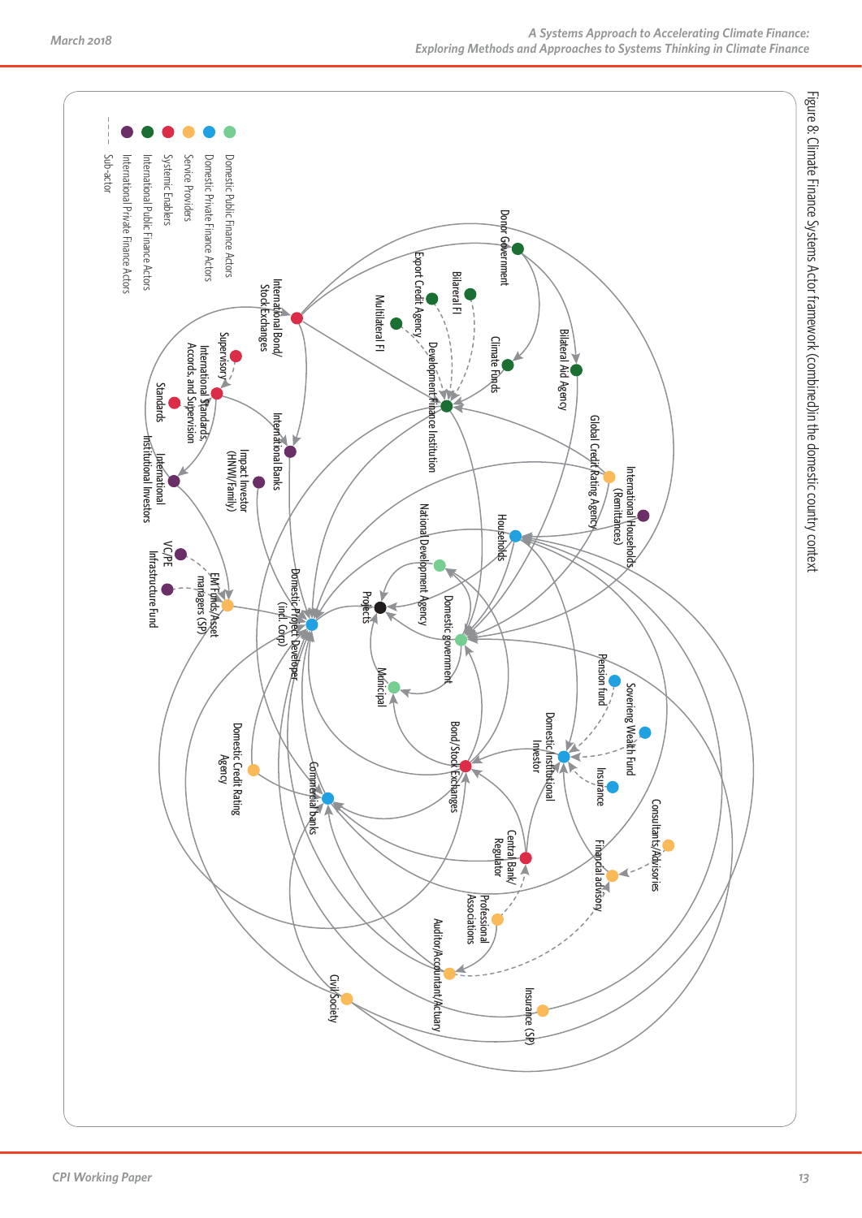Figure 8: Climate Finance Systems Actor framework (combined)in the domestic country context

Legend:

- Domestic Public Finance Actors
- Domestic Private Finance Actors
- Service Providers
- Systemic Enablers
- International Public Finance Actors
- International Private Finance Actors
- Sub-actor

Donor Government, Bilateral Aid Agency, Climate Funds, Bilateral FI, Export Credit Agency, Multilateral FI, Development Finance Institution, International Bond/Stock Exchanges, Supervisory, International Standards, Accords, and Supervision, Standards, International Banks, Impact Investor (HNWI/Family), International Institutional Investors, Global Credit Rating Agency, International Households (Remittances), Households, National Development Agency, Projects, Domestic government, Municipal, VC/PE, Infrastructure Fund, EM Funds/Asset managers (SP), Domestic Project Developer (incl. Corp), Pension fund, Sovereing Wealth Fund, Domestic Institutional Investor, Insurance, Bond/Stock Exchanges, Domestic Credit Rating Agency, Commercial banks, Central Bank/Regulator, Consultants/Advisories, Financial advisory, Professional Associations, Auditor/Accountant/Actuary, Insurance (SP), Civil Society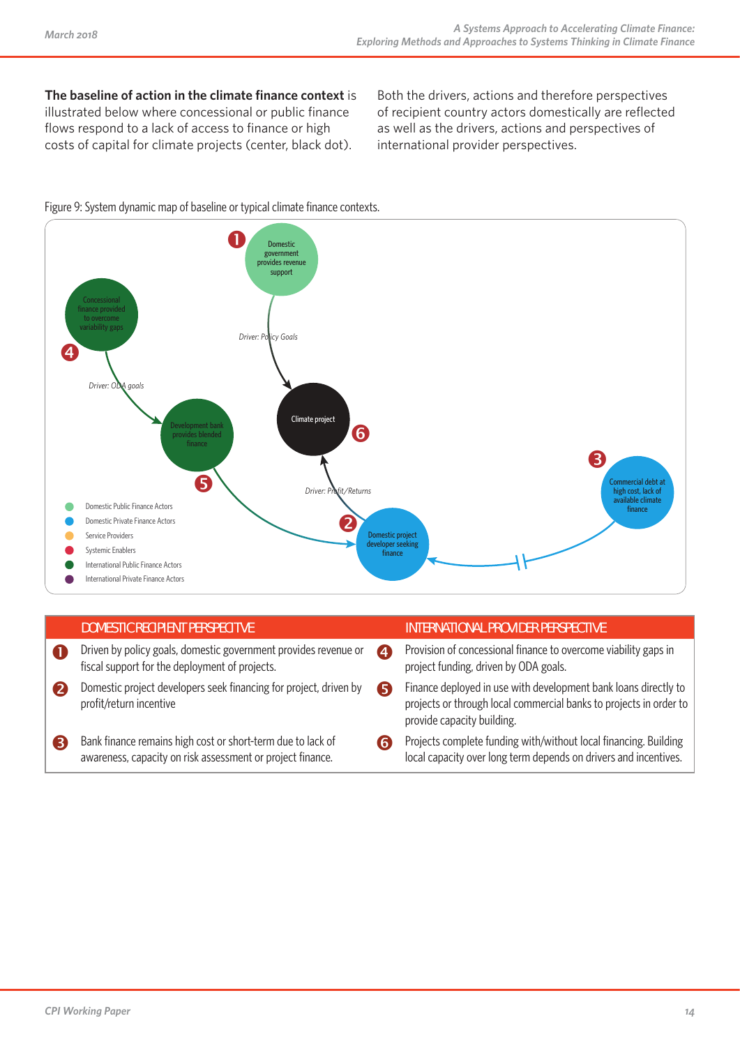**The baseline of action in the climate finance context** is illustrated below where concessional or public finance flows respond to a lack of access to finance or high costs of capital for climate projects (center, black dot).

Both the drivers, actions and therefore perspectives of recipient country actors domestically are reflected as well as the drivers, actions and perspectives of international provider perspectives.

Figure 9: System dynamic map of baseline or typical climate finance contexts.

| | DOMESTIC RECIPIENT PERSPECTIVE | | INTERNATIONAL PROVIDER PERSPECTIVE |
|---|---|---|---|
| 1 | Driven by policy goals, domestic government provides revenue or fiscal support for the deployment of projects. | 4 | Provision of concessional finance to overcome viability gaps in project funding, driven by ODA goals. |
| 2 | Domestic project developers seek financing for project, driven by profit/return incentive | 5 | Finance deployed in use with development bank loans directly to projects or through local commercial banks to projects in order to provide capacity building. |
| 3 | Bank finance remains high cost or short-term due to lack of awareness, capacity on risk assessment or project finance. | 6 | Projects complete funding with/without local financing. Building local capacity over long term depends on drivers and incentives. |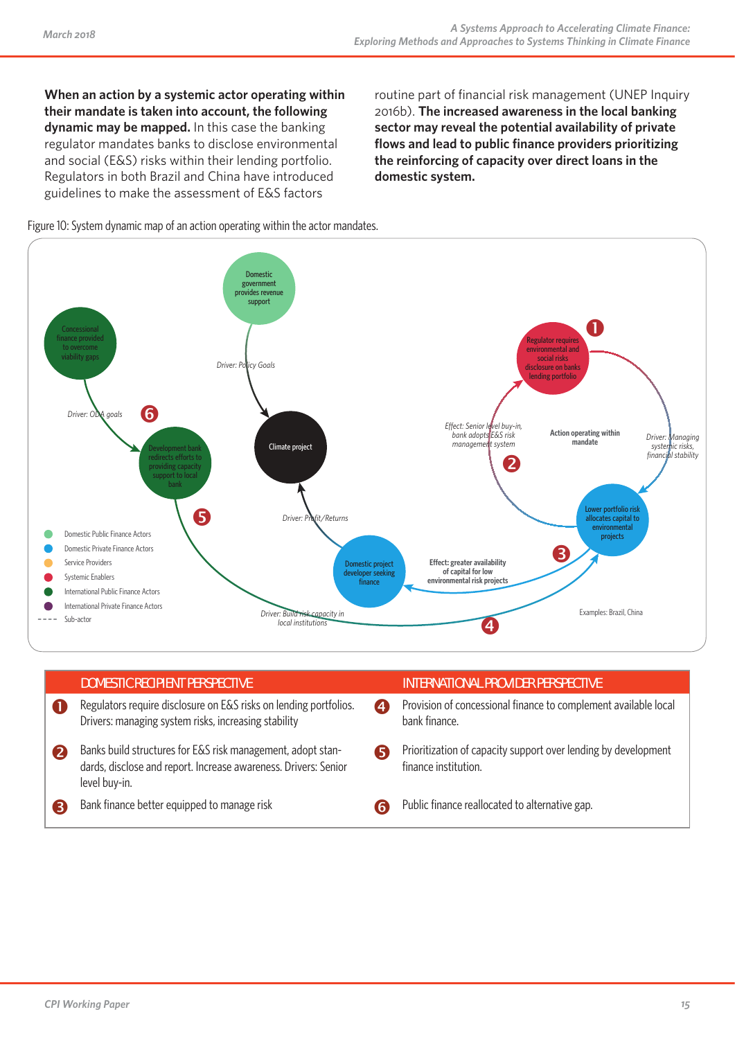**When an action by a systemic actor operating within their mandate is taken into account, the following dynamic may be mapped.** In this case the banking regulator mandates banks to disclose environmental and social (E&S) risks within their lending portfolio. Regulators in both Brazil and China have introduced guidelines to make the assessment of E&S factors routine part of financial risk management (UNEP Inquiry 2016b). **The increased awareness in the local banking sector may reveal the potential availability of private flows and lead to public finance providers prioritizing the reinforcing of capacity over direct loans in the domestic system.**

Figure 10: System dynamic map of an action operating within the actor mandates.

Domestic government provides revenue support

Concessional finance provided to overcome viability gaps

Driver: Policy Goals

Driver: ODA goals

6

Development bank redirects efforts to providing capacity support to local bank

Climate project

Regulator requires environmental and social risks disclosure on banks lending portfolio

1

Effect: Senior level buy-in, bank adopts E&S risk management system

2

Action operating within mandate

Driver: Managing systemic risks, financial stability

Lower portfolio risk allocates capital to environmental projects

3

5

Driver: Profit/Returns

Domestic project developer seeking finance

Effect: greater availability of capital for low environmental risk projects

Driver: Build risk capacity in local institutions

4

Examples: Brazil, China

- Domestic Public Finance Actors
- Domestic Private Finance Actors
- Service Providers
- Systemic Enablers
- International Public Finance Actors
- International Private Finance Actors
- ---- Sub-actor

| | DOMESTIC RECIPIENT PERSPECTIVE | | INTERNATIONAL PROVIDER PERSPECTIVE |
|---|---|---|---|
| 1 | Regulators require disclosure on E&S risks on lending portfolios. Drivers: managing system risks, increasing stability | 4 | Provision of concessional finance to complement available local bank finance. |
| 2 | Banks build structures for E&S risk management, adopt standards, disclose and report. Increase awareness. Drivers: Senior level buy-in. | 5 | Prioritization of capacity support over lending by development finance institution. |
| 3 | Bank finance better equipped to manage risk | 6 | Public finance reallocated to alternative gap. |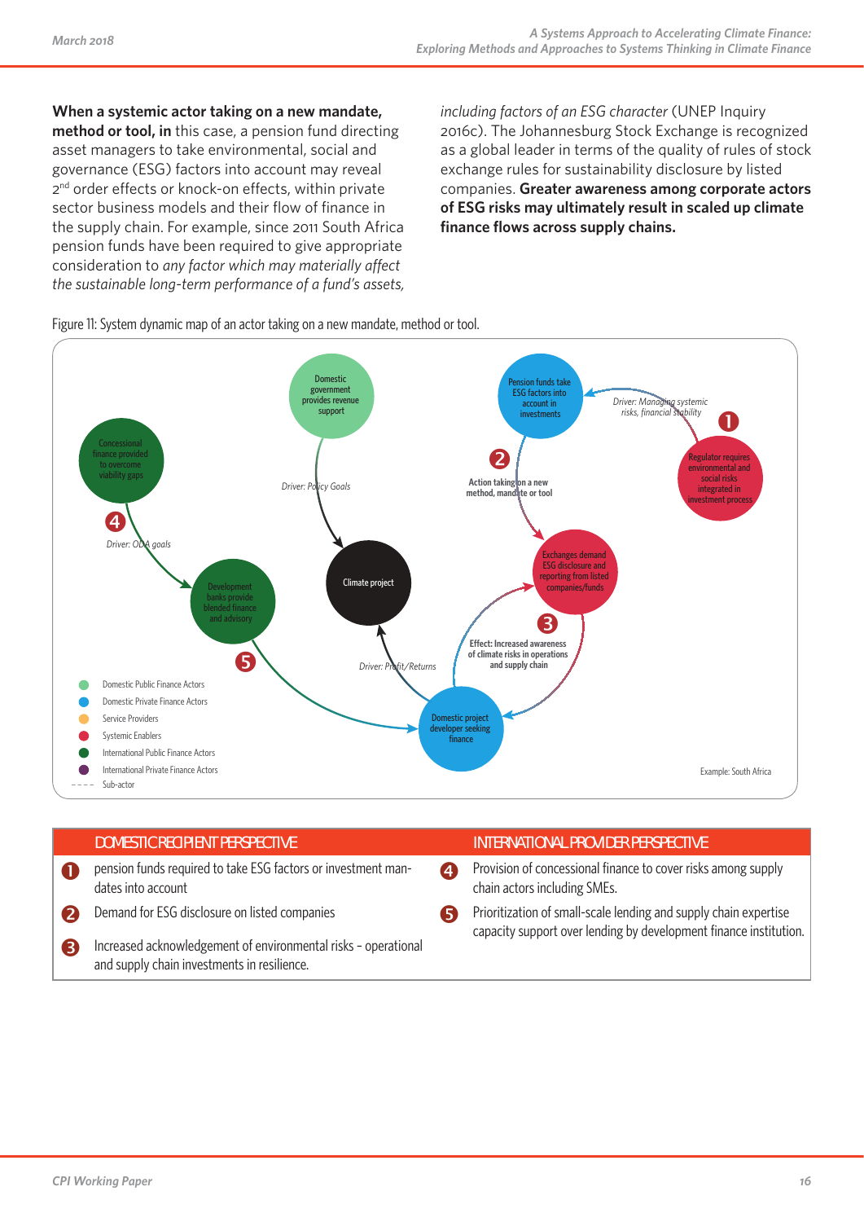**When a systemic actor taking on a new mandate, method or tool, in** this case, a pension fund directing asset managers to take environmental, social and governance (ESG) factors into account may reveal 2nd order effects or knock-on effects, within private sector business models and their flow of finance in the supply chain. For example, since 2011 South Africa pension funds have been required to give appropriate consideration to *any factor which may materially affect the sustainable long-term performance of a fund's assets, including factors of an ESG character* (UNEP Inquiry 2016c). The Johannesburg Stock Exchange is recognized as a global leader in terms of the quality of rules of stock exchange rules for sustainability disclosure by listed companies. **Greater awareness among corporate actors of ESG risks may ultimately result in scaled up climate finance flows across supply chains.**

Figure 11: System dynamic map of an actor taking on a new mandate, method or tool.

Domestic government provides revenue support

Pension funds take ESG factors into account in investments

Driver: Managing systemic risks, financial stability

1 Regulator requires environmental and social risks integrated in investment process

2 Action taking on a new method, mandate or tool

Concessional finance provided to overcome viability gaps

Driver: Policy Goals

4 Driver: ODA goals

Exchanges demand ESG disclosure and reporting from listed companies/funds

Climate project

Development banks provide blended finance and advisory

3 Effect: Increased awareness of climate risks in operations and supply chain

5 Driver: Profit/Returns

Domestic project developer seeking finance

- Domestic Public Finance Actors
- Domestic Private Finance Actors
- Service Providers
- Systemic Enablers
- International Public Finance Actors
- International Private Finance Actors
- Sub-actor

Example: South Africa

| DOMESTIC RECIPIENT PERSPECTIVE | INTERNATIONAL PROVIDER PERSPECTIVE |
|---|---|
| 1 pension funds required to take ESG factors or investment mandates into account | 4 Provision of concessional finance to cover risks among supply chain actors including SMEs. |
| 2 Demand for ESG disclosure on listed companies | 5 Prioritization of small-scale lending and supply chain expertise capacity support over lending by development finance institution. |
| 3 Increased acknowledgement of environmental risks - operational and supply chain investments in resilience. | |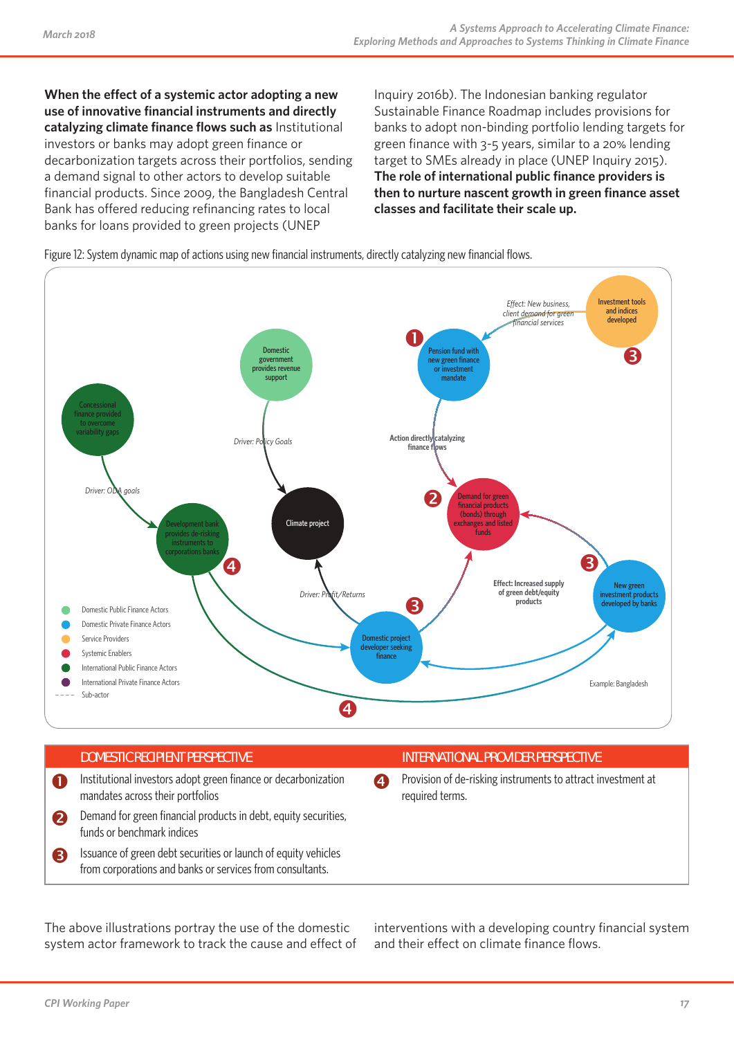**When the effect of a systemic actor adopting a new use of innovative financial instruments and directly catalyzing climate finance flows such as** Institutional investors or banks may adopt green finance or decarbonization targets across their portfolios, sending a demand signal to other actors to develop suitable financial products. Since 2009, the Bangladesh Central Bank has offered reducing refinancing rates to local banks for loans provided to green projects (UNEP Inquiry 2016b). The Indonesian banking regulator Sustainable Finance Roadmap includes provisions for banks to adopt non-binding portfolio lending targets for green finance with 3-5 years, similar to a 20% lending target to SMEs already in place (UNEP Inquiry 2015). **The role of international public finance providers is then to nurture nascent growth in green finance asset classes and facilitate their scale up.**

Figure 12: System dynamic map of actions using new financial instruments, directly catalyzing new financial flows.

| DOMESTIC RECIPIENT PERSPECTIVE | INTERNATIONAL PROVIDER PERSPECTIVE |
|---|---|
| ❶ Institutional investors adopt green finance or decarbonization mandates across their portfolios | ❹ Provision of de-risking instruments to attract investment at required terms. |
| ❷ Demand for green financial products in debt, equity securities, funds or benchmark indices | |
| ❸ Issuance of green debt securities or launch of equity vehicles from corporations and banks or services from consultants. | |

The above illustrations portray the use of the domestic system actor framework to track the cause and effect of interventions with a developing country financial system and their effect on climate finance flows.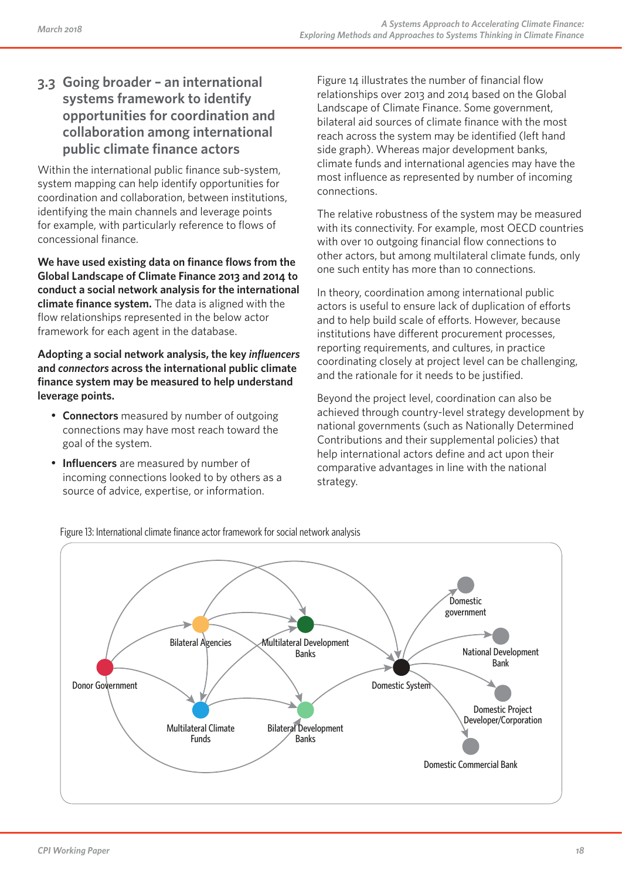## 3.3 Going broader – an international systems framework to identify opportunities for coordination and collaboration among international public climate finance actors

Within the international public finance sub-system, system mapping can help identify opportunities for coordination and collaboration, between institutions, identifying the main channels and leverage points for example, with particularly reference to flows of concessional finance.

**We have used existing data on finance flows from the Global Landscape of Climate Finance 2013 and 2014 to conduct a social network analysis for the international climate finance system.** The data is aligned with the flow relationships represented in the below actor framework for each agent in the database.

**Adopting a social network analysis, the key *influencers* and *connectors* across the international public climate finance system may be measured to help understand leverage points.**

- **Connectors** measured by number of outgoing connections may have most reach toward the goal of the system.
- **Influencers** are measured by number of incoming connections looked to by others as a source of advice, expertise, or information.

Figure 14 illustrates the number of financial flow relationships over 2013 and 2014 based on the Global Landscape of Climate Finance. Some government, bilateral aid sources of climate finance with the most reach across the system may be identified (left hand side graph). Whereas major development banks, climate funds and international agencies may have the most influence as represented by number of incoming connections.

The relative robustness of the system may be measured with its connectivity. For example, most OECD countries with over 10 outgoing financial flow connections to other actors, but among multilateral climate funds, only one such entity has more than 10 connections.

In theory, coordination among international public actors is useful to ensure lack of duplication of efforts and to help build scale of efforts. However, because institutions have different procurement processes, reporting requirements, and cultures, in practice coordinating closely at project level can be challenging, and the rationale for it needs to be justified.

Beyond the project level, coordination can also be achieved through country-level strategy development by national governments (such as Nationally Determined Contributions and their supplemental policies) that help international actors define and act upon their comparative advantages in line with the national strategy.

Figure 13: International climate finance actor framework for social network analysis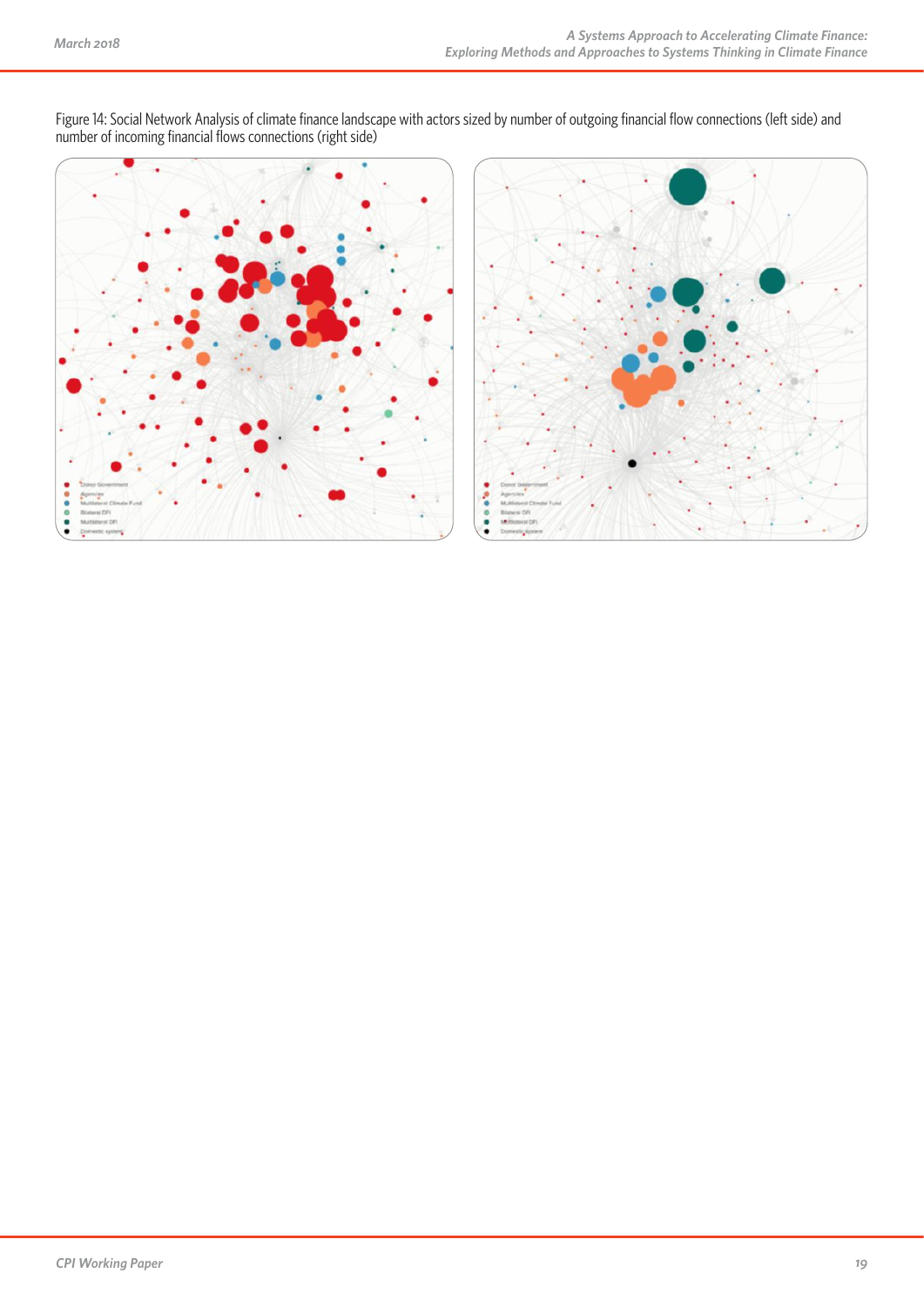Figure 14: Social Network Analysis of climate finance landscape with actors sized by number of outgoing financial flow connections (left side) and number of incoming financial flows connections (right side)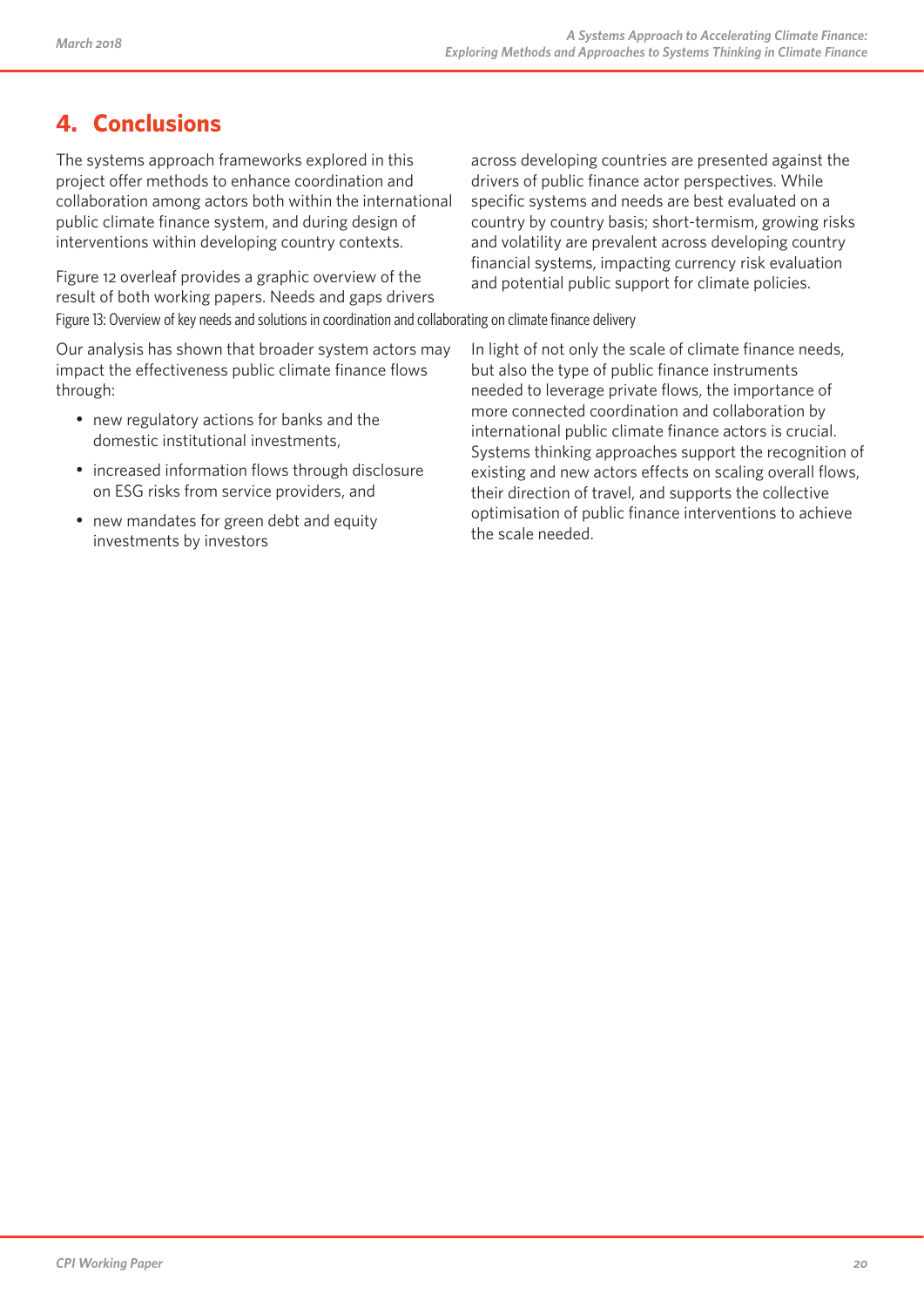## 4. Conclusions

The systems approach frameworks explored in this project offer methods to enhance coordination and collaboration among actors both within the international public climate finance system, and during design of interventions within developing country contexts.

Figure 12 overleaf provides a graphic overview of the result of both working papers. Needs and gaps drivers across developing countries are presented against the drivers of public finance actor perspectives. While specific systems and needs are best evaluated on a country by country basis; short-termism, growing risks and volatility are prevalent across developing country financial systems, impacting currency risk evaluation and potential public support for climate policies.

Figure 13: Overview of key needs and solutions in coordination and collaborating on climate finance delivery

Our analysis has shown that broader system actors may impact the effectiveness public climate finance flows through:

- new regulatory actions for banks and the domestic institutional investments,
- increased information flows through disclosure on ESG risks from service providers, and
- new mandates for green debt and equity investments by investors

In light of not only the scale of climate finance needs, but also the type of public finance instruments needed to leverage private flows, the importance of more connected coordination and collaboration by international public climate finance actors is crucial. Systems thinking approaches support the recognition of existing and new actors effects on scaling overall flows, their direction of travel, and supports the collective optimisation of public finance interventions to achieve the scale needed.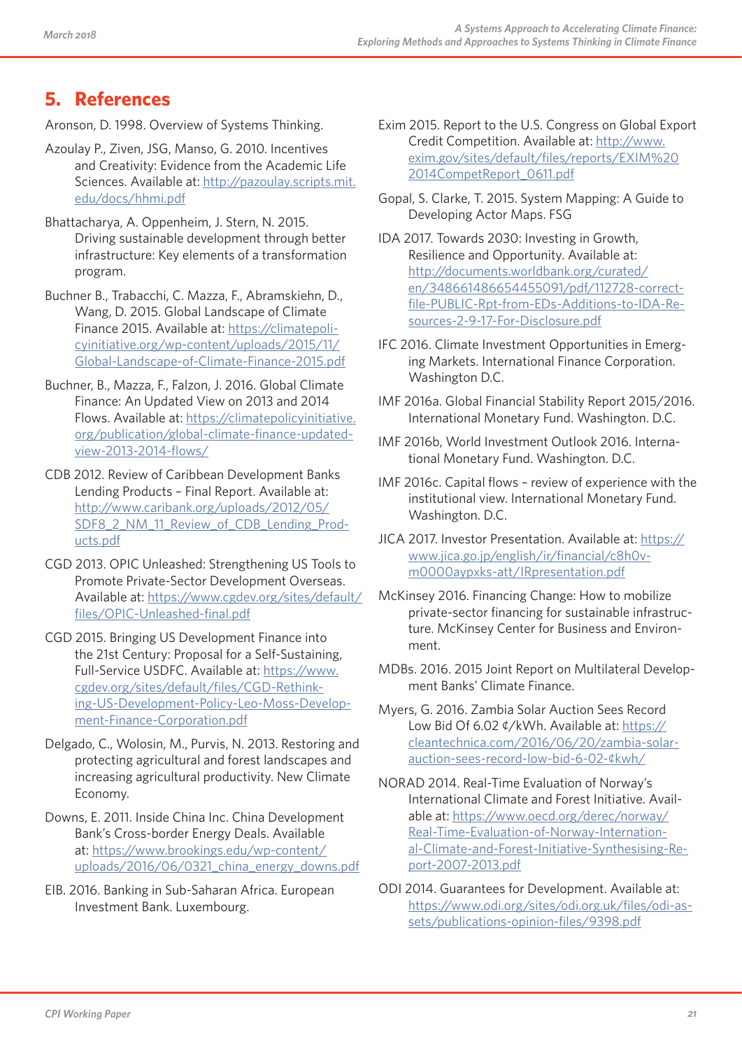## 5. References

Aronson, D. 1998. Overview of Systems Thinking.

Azoulay P., Ziven, JSG, Manso, G. 2010. Incentives and Creativity: Evidence from the Academic Life Sciences. Available at: http://pazoulay.scripts.mit.edu/docs/hhmi.pdf

Bhattacharya, A. Oppenheim, J. Stern, N. 2015. Driving sustainable development through better infrastructure: Key elements of a transformation program.

Buchner B., Trabacchi, C. Mazza, F., Abramskiehn, D., Wang, D. 2015. Global Landscape of Climate Finance 2015. Available at: https://climatepolicyinitiative.org/wp-content/uploads/2015/11/Global-Landscape-of-Climate-Finance-2015.pdf

Buchner, B., Mazza, F., Falzon, J. 2016. Global Climate Finance: An Updated View on 2013 and 2014 Flows. Available at: https://climatepolicyinitiative.org/publication/global-climate-finance-updated-view-2013-2014-flows/

CDB 2012. Review of Caribbean Development Banks Lending Products – Final Report. Available at: http://www.caribank.org/uploads/2012/05/SDF8_2_NM_11_Review_of_CDB_Lending_Products.pdf

CGD 2013. OPIC Unleashed: Strengthening US Tools to Promote Private-Sector Development Overseas. Available at: https://www.cgdev.org/sites/default/files/OPIC-Unleashed-final.pdf

CGD 2015. Bringing US Development Finance into the 21st Century: Proposal for a Self-Sustaining, Full-Service USDFC. Available at: https://www.cgdev.org/sites/default/files/CGD-Rethinking-US-Development-Policy-Leo-Moss-Development-Finance-Corporation.pdf

Delgado, C., Wolosin, M., Purvis, N. 2013. Restoring and protecting agricultural and forest landscapes and increasing agricultural productivity. New Climate Economy.

Downs, E. 2011. Inside China Inc. China Development Bank's Cross-border Energy Deals. Available at: https://www.brookings.edu/wp-content/uploads/2016/06/0321_china_energy_downs.pdf

EIB. 2016. Banking in Sub-Saharan Africa. European Investment Bank. Luxembourg.

Exim 2015. Report to the U.S. Congress on Global Export Credit Competition. Available at: http://www.exim.gov/sites/default/files/reports/EXIM%202014CompetReport_0611.pdf

Gopal, S. Clarke, T. 2015. System Mapping: A Guide to Developing Actor Maps. FSG

IDA 2017. Towards 2030: Investing in Growth, Resilience and Opportunity. Available at: http://documents.worldbank.org/curated/en/348661486654455091/pdf/112728-correct-file-PUBLIC-Rpt-from-EDs-Additions-to-IDA-Resources-2-9-17-For-Disclosure.pdf

IFC 2016. Climate Investment Opportunities in Emerging Markets. International Finance Corporation. Washington D.C.

IMF 2016a. Global Financial Stability Report 2015/2016. International Monetary Fund. Washington. D.C.

IMF 2016b, World Investment Outlook 2016. International Monetary Fund. Washington. D.C.

IMF 2016c. Capital flows – review of experience with the institutional view. International Monetary Fund. Washington. D.C.

JICA 2017. Investor Presentation. Available at: https://www.jica.go.jp/english/ir/financial/c8h0vm0000aypxks-att/IRpresentation.pdf

McKinsey 2016. Financing Change: How to mobilize private-sector financing for sustainable infrastructure. McKinsey Center for Business and Environment.

MDBs. 2016. 2015 Joint Report on Multilateral Development Banks' Climate Finance.

Myers, G. 2016. Zambia Solar Auction Sees Record Low Bid Of 6.02 ¢/kWh. Available at: https://cleantechnica.com/2016/06/20/zambia-solar-auction-sees-record-low-bid-6-02-¢kwh/

NORAD 2014. Real-Time Evaluation of Norway's International Climate and Forest Initiative. Available at: https://www.oecd.org/derec/norway/Real-Time-Evaluation-of-Norway-International-Climate-and-Forest-Initiative-Synthesising-Report-2007-2013.pdf

ODI 2014. Guarantees for Development. Available at: https://www.odi.org/sites/odi.org.uk/files/odi-assets/publications-opinion-files/9398.pdf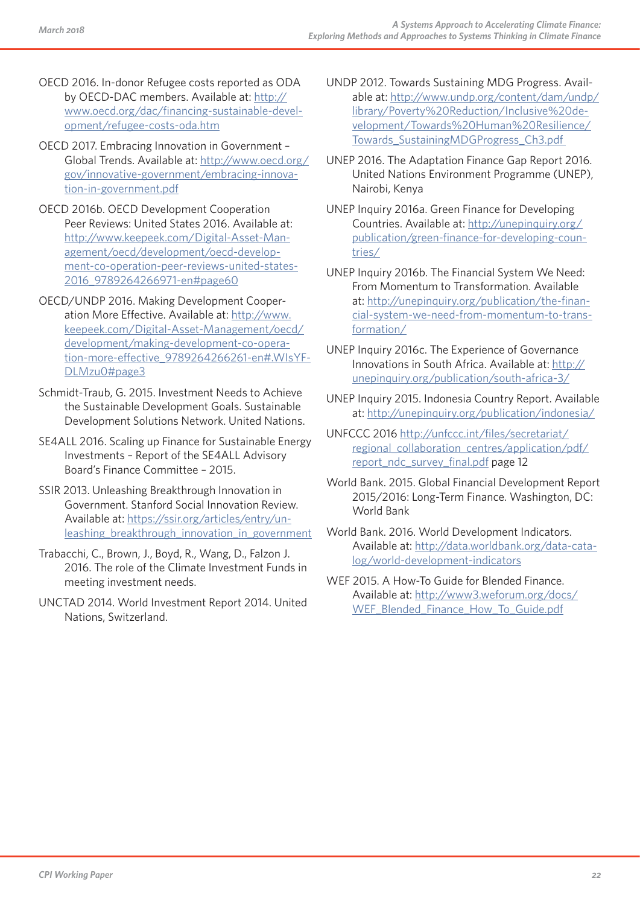OECD 2016. In-donor Refugee costs reported as ODA by OECD-DAC members. Available at: http://www.oecd.org/dac/financing-sustainable-development/refugee-costs-oda.htm

OECD 2017. Embracing Innovation in Government – Global Trends. Available at: http://www.oecd.org/gov/innovative-government/embracing-innovation-in-government.pdf

OECD 2016b. OECD Development Cooperation Peer Reviews: United States 2016. Available at: http://www.keepeek.com/Digital-Asset-Management/oecd/development/oecd-development-co-operation-peer-reviews-united-states-2016_9789264266971-en#page60

OECD/UNDP 2016. Making Development Cooperation More Effective. Available at: http://www.keepeek.com/Digital-Asset-Management/oecd/development/making-development-co-operation-more-effective_9789264266261-en#.WIsYF-DLMzu0#page3

Schmidt-Traub, G. 2015. Investment Needs to Achieve the Sustainable Development Goals. Sustainable Development Solutions Network. United Nations.

SE4ALL 2016. Scaling up Finance for Sustainable Energy Investments – Report of the SE4ALL Advisory Board's Finance Committee – 2015.

SSIR 2013. Unleashing Breakthrough Innovation in Government. Stanford Social Innovation Review. Available at: https://ssir.org/articles/entry/unleashing_breakthrough_innovation_in_government

Trabacchi, C., Brown, J., Boyd, R., Wang, D., Falzon J. 2016. The role of the Climate Investment Funds in meeting investment needs.

UNCTAD 2014. World Investment Report 2014. United Nations, Switzerland.

UNDP 2012. Towards Sustaining MDG Progress. Available at: http://www.undp.org/content/dam/undp/library/Poverty%20Reduction/Inclusive%20development/Towards%20Human%20Resilience/Towards_SustainingMDGProgress_Ch3.pdf

UNEP 2016. The Adaptation Finance Gap Report 2016. United Nations Environment Programme (UNEP), Nairobi, Kenya

UNEP Inquiry 2016a. Green Finance for Developing Countries. Available at: http://unepinquiry.org/publication/green-finance-for-developing-countries/

UNEP Inquiry 2016b. The Financial System We Need: From Momentum to Transformation. Available at: http://unepinquiry.org/publication/the-financial-system-we-need-from-momentum-to-transformation/

UNEP Inquiry 2016c. The Experience of Governance Innovations in South Africa. Available at: http://unepinquiry.org/publication/south-africa-3/

UNEP Inquiry 2015. Indonesia Country Report. Available at: http://unepinquiry.org/publication/indonesia/

UNFCCC 2016 http://unfccc.int/files/secretariat/regional_collaboration_centres/application/pdf/report_ndc_survey_final.pdf page 12

World Bank. 2015. Global Financial Development Report 2015/2016: Long-Term Finance. Washington, DC: World Bank

World Bank. 2016. World Development Indicators. Available at: http://data.worldbank.org/data-catalog/world-development-indicators

WEF 2015. A How-To Guide for Blended Finance. Available at: http://www3.weforum.org/docs/WEF_Blended_Finance_How_To_Guide.pdf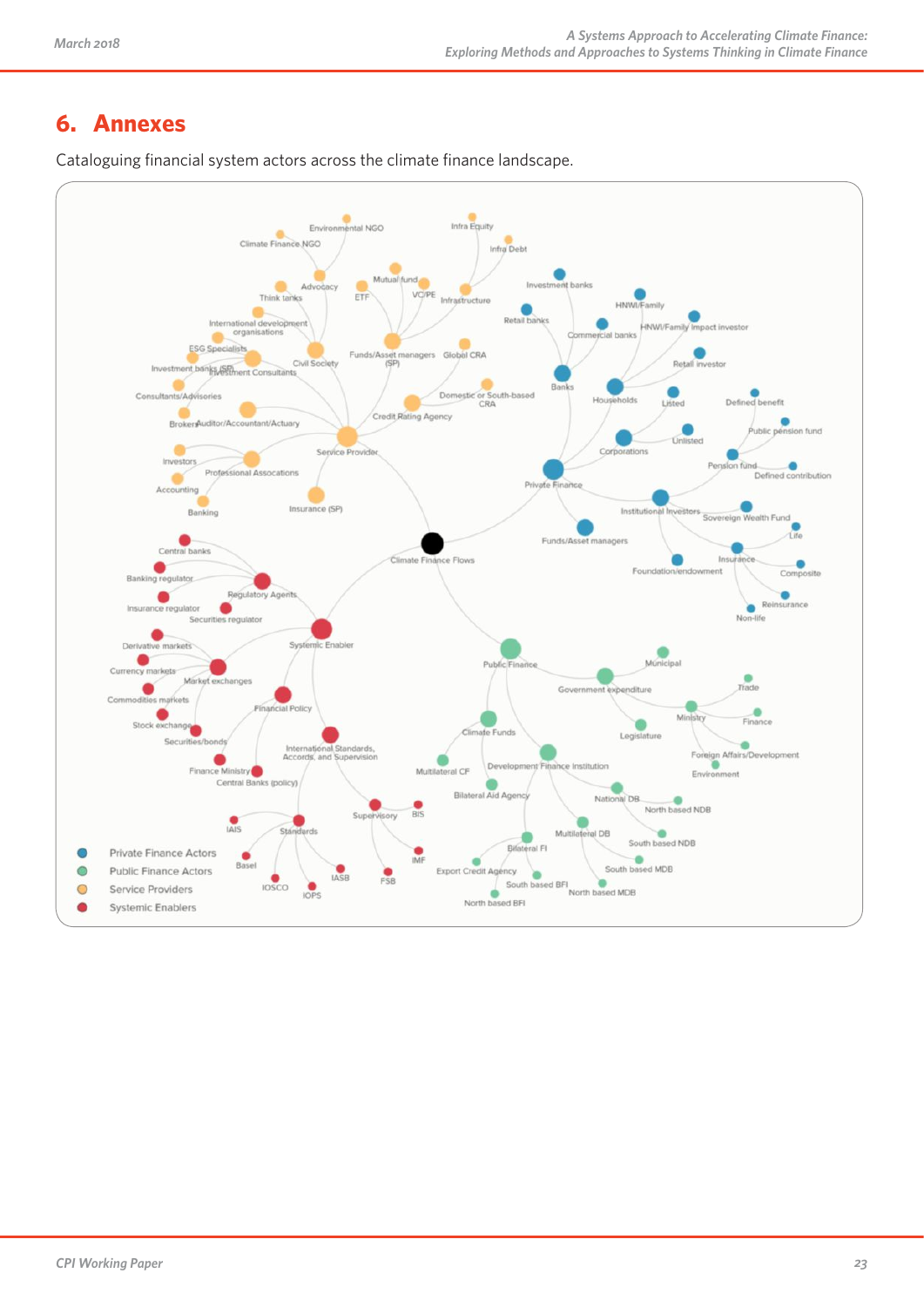# 6. Annexes

Cataloguing financial system actors across the climate finance landscape.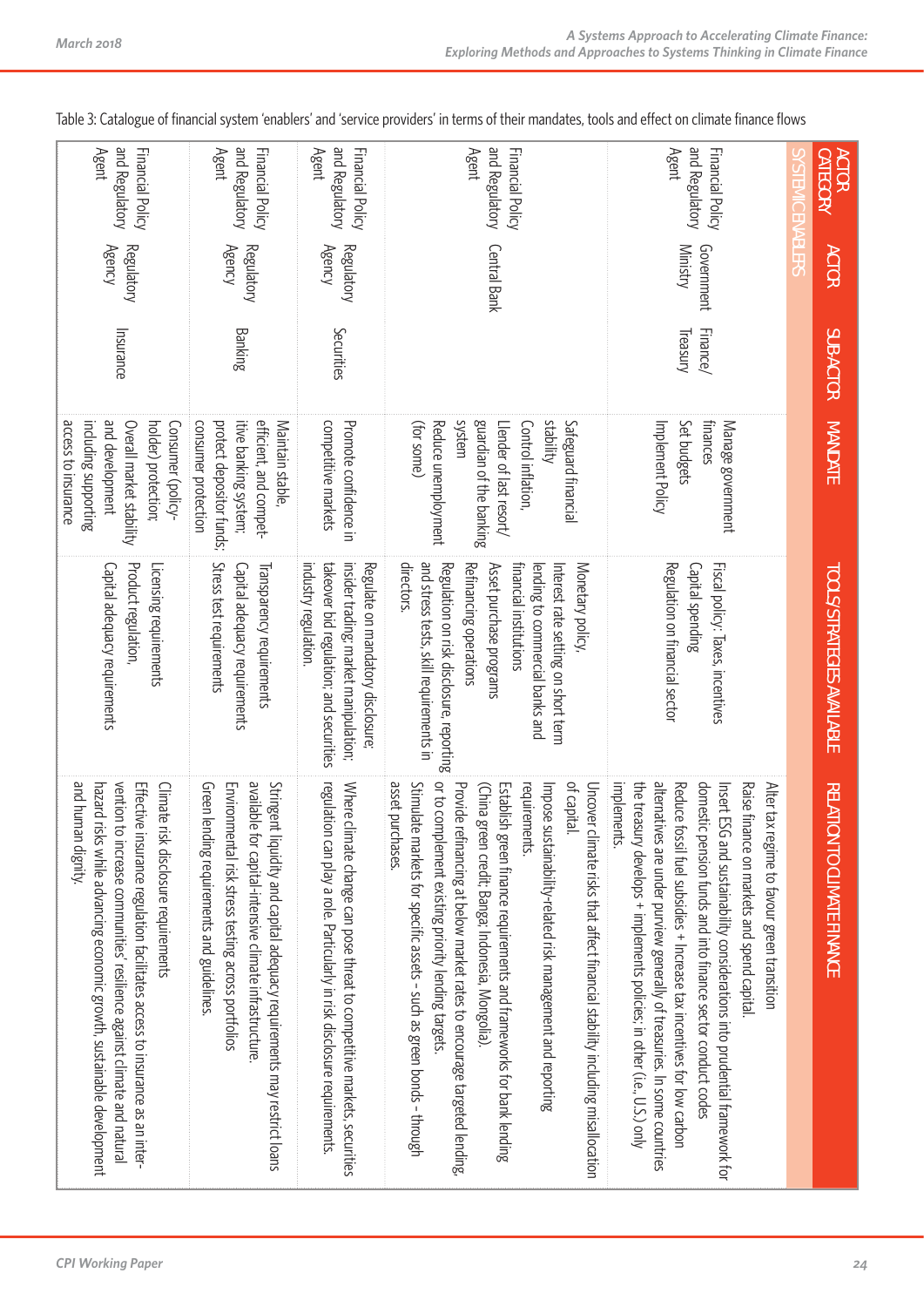Table 3: Catalogue of financial system 'enablers' and 'service providers' in terms of their mandates, tools and effect on climate finance flows

| ACTOR CATEGORY | ACTOR | SUB-ACTOR | MANDATE | TOOLS/STRATEGIES AVAILABLE | RELATION TO CLIMATE FINANCE |
|---|---|---|---|---|---|
| SYSTEMIC ENABLERS | | | | | |
| Financial Policy and Regulatory Agent | Government Ministry | Finance/ Treasury | Manage government finances<br>Set budgets<br>Implement Policy | Fiscal policy: Taxes, incentives<br>Capital spending<br>Regulation on financial sector | Alter tax regime to favour green transition<br>Raise finance on markets and spend capital.<br>Insert ESG and sustainability considerations into prudential framework for domestic pension funds and into finance sector conduct codes<br>Reduce fossil fuel subsidies + Increase tax incentives for low carbon alternatives are under purview generally of treasuries. In some countries the treasury develops + implements policies; in other (i.e., U.S.) only implements. |
| Financial Policy and Regulatory Agent | Central Bank | | Safeguard financial stability<br>Control inflation,<br>Lender of last resort/ guardian of the banking system<br>Reduce unemployment (for some) | Monetary policy,<br>Interest rate setting on short term lending to commercial banks and financial institutions<br>Asset purchase programs<br>Refinancing operations<br>Regulation on risk disclosure, reporting and stress tests, skill requirements in directors. | Uncover climate risks that affect financial stability including misallocation of capital.<br>Impose sustainability-related risk management and reporting requirements.<br>Establish green finance requirements and frameworks for bank lending (China green credit; Banga; Indonesia, Mongolia).<br>Provide refinancing at below market rates to encourage targeted lending, or to complement existing priority lending targets.<br>Stimulate markets for specific assets - such as green bonds - through asset purchases. |
| Financial Policy and Regulatory Agent | Regulatory Agency | Securities | Promote confidence in competitive markets | Regulate on mandatory disclosure; insider trading; market manipulation; takeover bid regulation; and securities industry regulation. | Where climate change can pose threat to competitive markets, securities regulation can play a role. Particularly in risk disclosure requirements. |
| Financial Policy and Regulatory Agent | Regulatory Agency | Banking | Maintain stable, efficient, and competitive banking system; protect depositor funds; consumer protection | Transparency requirements<br>Capital adequacy requirements<br>Stress test requirements | Stringent liquidity and capital adequacy requirements may restrict loans available for capital-intensive climate infrastructure.<br>Environmental risk stress testing across portfolios<br>Green lending requirements and guidelines. |
| Financial Policy and Regulatory Agent | Regulatory Agency | Insurance | Consumer (policyholder) protection;<br>Overall market stability and development including supporting access to insurance | Licensing requirements<br>Product regulation,<br>Capital adequacy requirements | Climate risk disclosure requirements<br>Effective insurance regulation facilitates access to insurance as an intervention to increase communities' resilience against climate and natural hazard risks while advancing economic growth, sustainable development and human dignity. |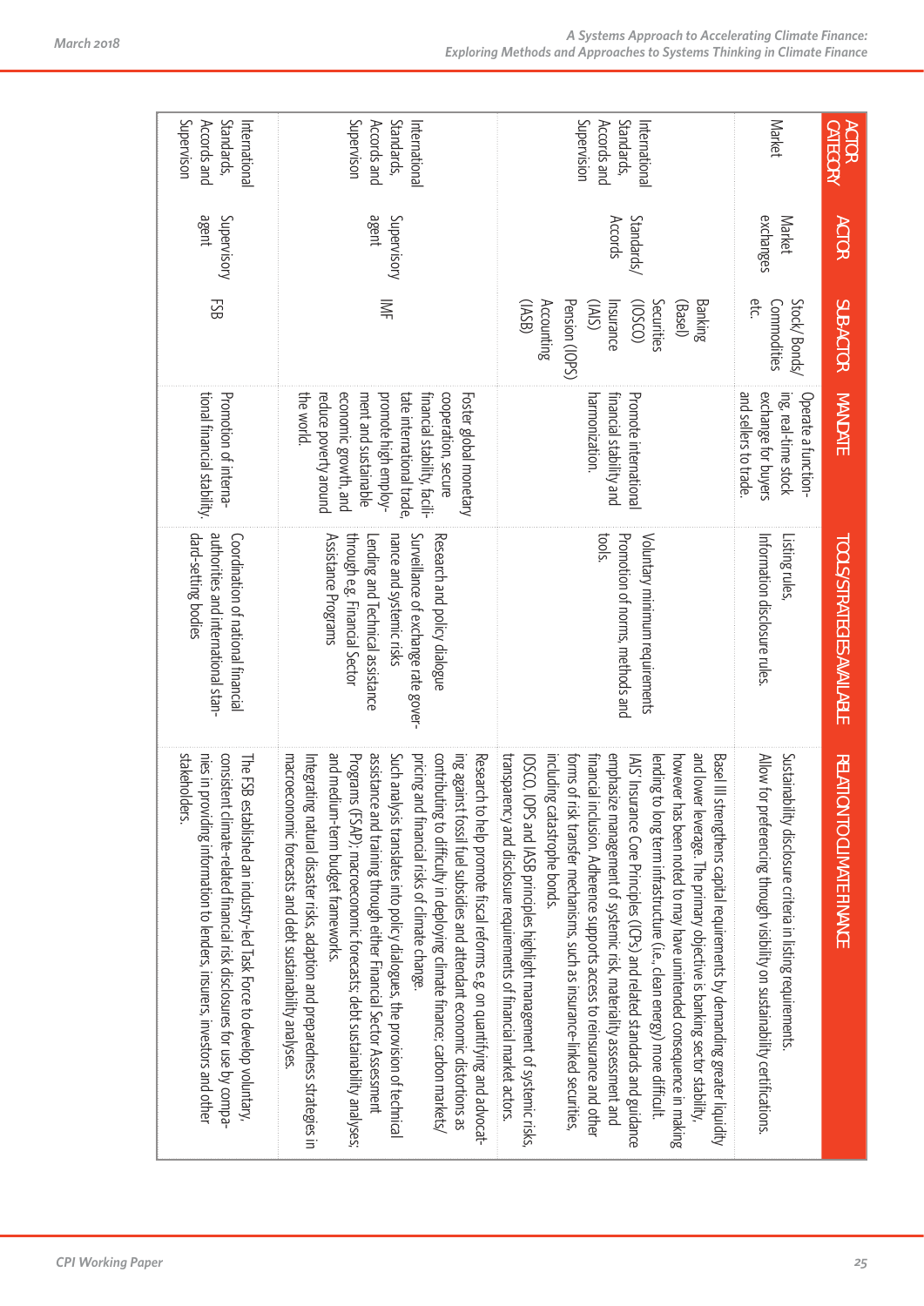| ACTOR CATEGORY | ACTOR | SUB-ACTOR | MANDATE | TOOLS/STRATEGIES AVAILABLE | RELATION TO CLIMATE FINANCE |
|---|---|---|---|---|---|
| Market | Market exchanges | Stock/ Bonds/ Commodities etc. | Operate a functioning, real-time stock exchange for buyers and sellers to trade. | Listing rules, Information disclosure rules. | Sustainability disclosure criteria in listing requirements. Allow for preferencing through visibility on sustainability certifications. |
| International Standards, Accords and Supervision | Standards/ Accords | Banking (Basel) Securities (IOSCO) Insurance (IAIS) Pension (IOPS) Accounting (IASB) | Promote international financial stability and harmonization. | Voluntary minimum requirements Promotion of norms, methods and tools. | Basel III strengthens capital requirements by demanding greater liquidity and lower leverage. The primary objective is banking sector stability, however has been noted to may have unintended consequence in making lending to long term infrastructure (i.e., clean energy) more difficult. IAIS' Insurance Core Principles (ICPs) and related standards and guidance emphasize management of systemic risk, materiality assessment and financial inclusion. Adherence supports access to reinsurance and other forms of risk transfer mechanisms, such as insurance-linked securities, including catastrophe bonds. IOSCO, IOPS and IASB principles highlight management of systemic risks, transparency and disclosure requirements of financial market actors. |
| International Standards, Accords and Supervision | Supervisory agent | IMF | Foster global monetary cooperation, secure financial stability, facilitate international trade, promote high employment and sustainable economic growth, and reduce poverty around the world. | Research and policy dialogue Surveillance of exchange rate governance and systemic risks Lending and Technical assistance through e.g. Financial Sector Assistance Programs | Research to help promote fiscal reforms e.g. on quantifying and advocating against fossil fuel subsidies and attendant economic distortions as contributing to difficulty in deploying climate finance; carbon markets/ pricing and financial risks of climate change. Such analysis translates into policy dialogues, the provision of technical assistance and training through either Financial Sector Assessment Programs (FSAP); macroeconomic forecasts; debt sustainability analyses; and medium-term budget frameworks. Integrating natural disaster risks, adaption and preparedness strategies in macroeconomic forecasts and debt sustainability analyses. |
| International Standards, Accords and Supervision | Supervisory agent | FSB | Promotion of international financial stability. | Coordination of national financial authorities and international standard-setting bodies | The FSB established an industry-led Task Force to develop voluntary, consistent climate-related financial risk disclosures for use by companies in providing information to lenders, insurers, investors and other stakeholders. |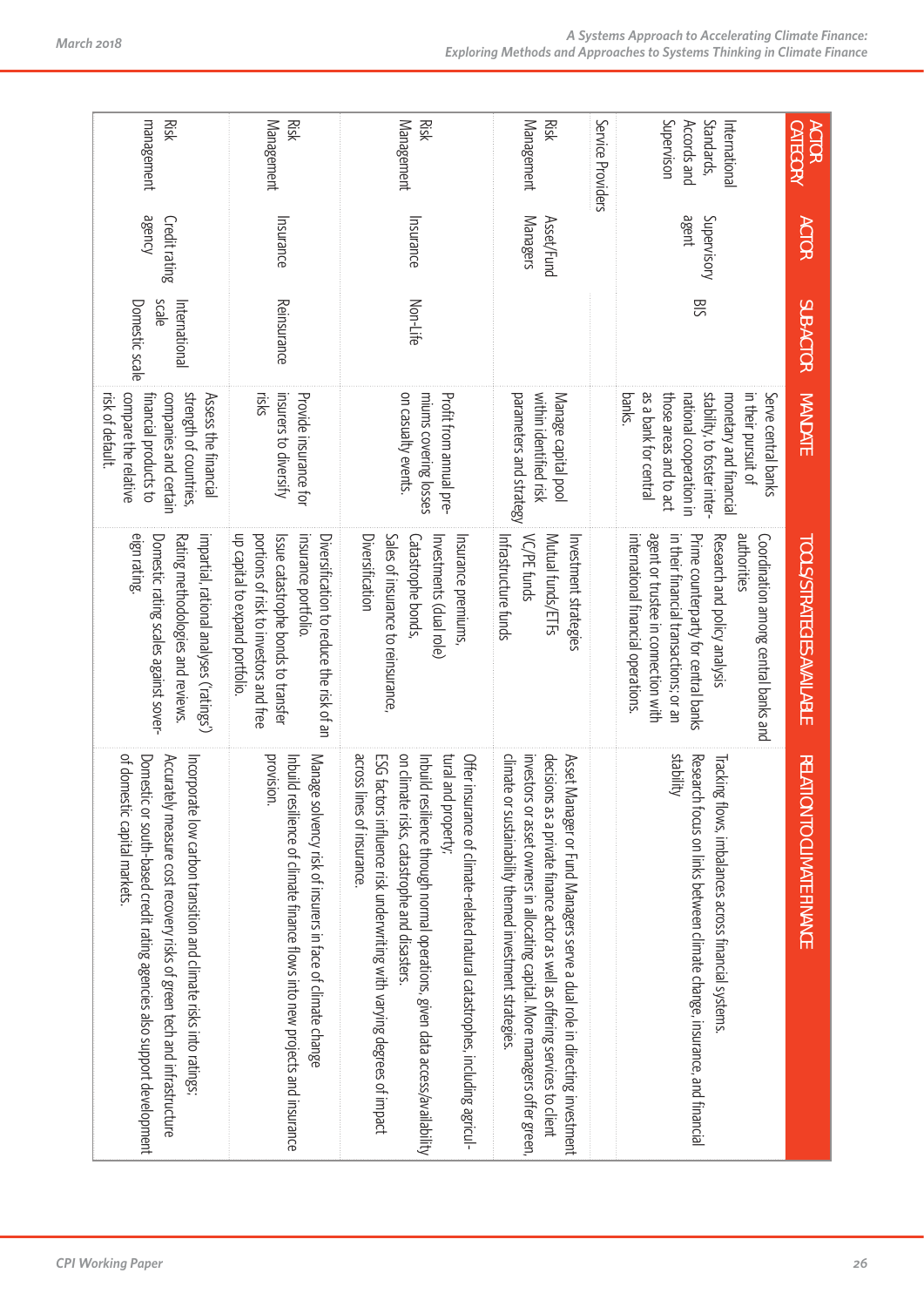| ACTOR CATEGORY | ACTOR | SUB-ACTOR | MANDATE | TOOLS/STRATEGIES AVAILABLE | RELATION TO CLIMATE FINANCE |
|---|---|---|---|---|---|
| International Standards, Accords and Supervison | Supervisory agent | BIS | Serve central banks in their pursuit of monetary and financial stability, to foster international cooperation in those areas and to act as a bank for central banks. | Coordination among central banks and authorities<br>Research and policy analysis<br>Prime counterparty for central banks in their financial transactions; or an agent or trustee in connection with international financial operations. | Tracking flows, imbalances across financial systems.<br>Research focus on links between climate change, insurance, and financial stability |
| Service Providers | | | | | |
| Risk Management | Asset/Fund Managers | | Manage capital pool within identified risk parameters and strategy | Investment strategies<br>Mutual funds/ETFs<br>VC/PE funds<br>Infrastructure funds | Asset Manager or Fund Managers serve a dual role in directing investment decisions as a private finance actor as well as offering services to client investors or asset owners in allocating capital. More managers offer green, climate or sustainability themed investment strategies. |
| Risk Management | Insurance | Non-Life | Profit from annual premiums covering losses on casualty events. | Insurance premiums,<br>Investments (dual role)<br>Catastrophe bonds,<br>Sales of insurance to reinsurance,<br>Diversification | Offer insurance of climate-related natural catastrophes, including agricultural and property;<br>Inbuild resilience through normal operations, given data access/availability on climate risks, catastrophe and disasters.<br>ESG factors influence risk underwriting with varying degrees of impact across lines of insurance. |
| Risk Management | Insurance | Reinsurance | Provide insurance for insurers to diversify risks | Diversification to reduce the risk of an insurance portfolio.<br>Issue catastrophe bonds to transfer portions of risk to investors and free up capital to expand portfolio. | Manage solvency risk of insurers in face of climate change<br>Inbuild resilience of climate finance flows into new projects and insurance provision. |
| Risk management | Credit rating agency | International scale<br>Domestic scale | Assess the financial strength of countries, companies and certain financial products to compare the relative risk of default. | impartial, rational analyses ('ratings')<br>Rating methodologies and reviews.<br>Domestic rating scales against sovereign rating. | Incorporate low carbon transition and climate risks into ratings;<br>Accurately measure cost recovery risks of green tech and infrastructure<br>Domestic or south-based credit rating agencies also support development of domestic capital markets. |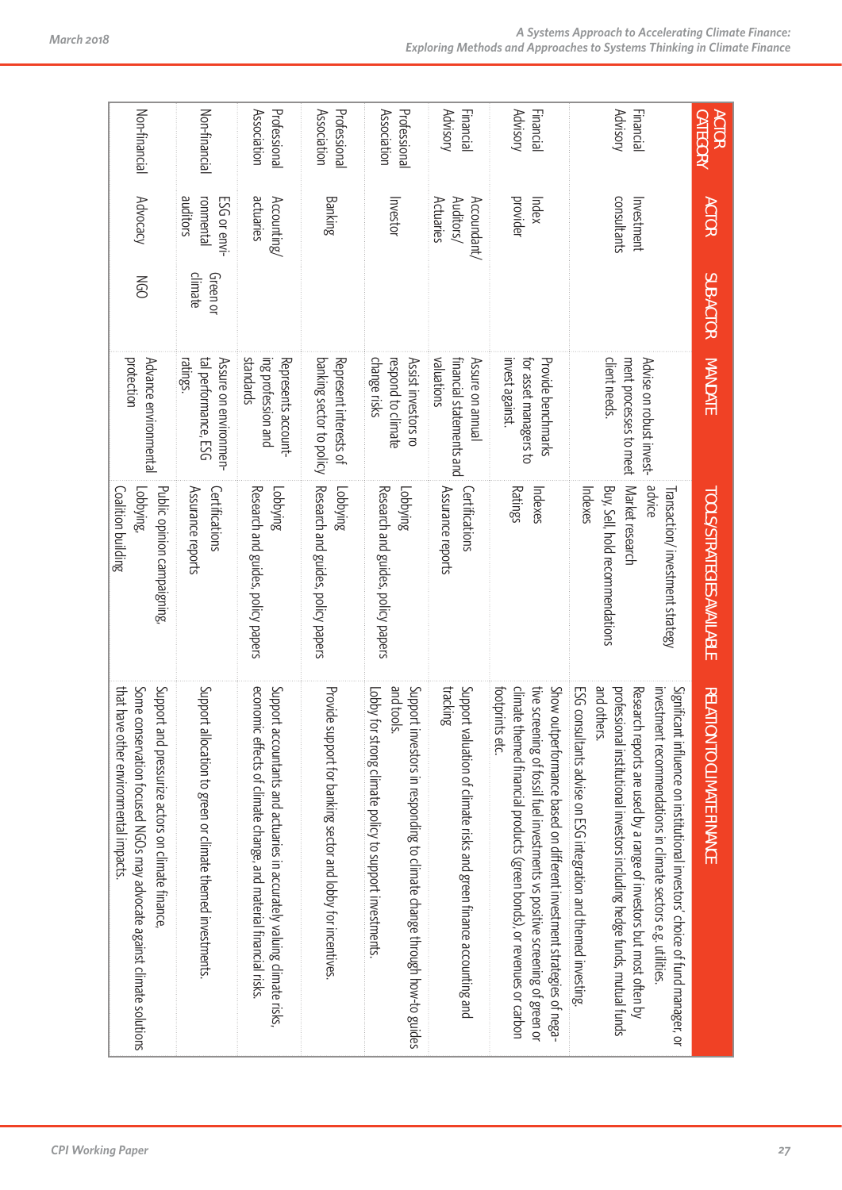| ACTOR CATEGORY | ACTOR | SUB-ACTOR | MANDATE | TOOLS/STRATEGIES AVAILABLE | RELATION TO CLIMATE FINANCE |
|---|---|---|---|---|---|
| Financial Advisory | Investment consultants | | Advise on robust investment processes to meet client needs. | Transaction/ investment strategy advice<br>Market research<br>Buy, Sell, hold recommendations<br>Indexes | Significant influence on institutional investors' choice of fund manager, or investment recommendations in climate sectors e.g. utilities.<br>Research reports are used by a range of investors but most often by professional institutional investors including hedge funds, mutual funds and others.<br>ESG consultants advise on ESG integration and themed investing. |
| Financial Advisory | Index provider | | Provide benchmarks for asset managers to invest against. | Indexes<br>Ratings | Show outperformance based on different investment strategies of negative screening of fossil fuel investments vs positive screening of green or climate themed financial products (green bonds), or revenues or carbon footprints etc. |
| Financial Advisory | Accountant/ Auditors/ Actuaries | | Assure on annual financial statements and valuations | Certifications<br>Assurance reports | Support valuation of climate risks and green finance accounting and tracking |
| Professional Association | Investor | | Assist investors ro respond to climate change risks | Lobbying<br>Research and guides, policy papers | Support investors in responding to climate change through how-to guides and tools.<br>Lobby for strong climate policy to support investments. |
| Professional Association | Banking | | Represent interests of banking sector to policy | Lobbying<br>Research and guides, policy papers | Provide support for banking sector and lobby for incentives. |
| Professional Association | Accounting/ actuaries | | Represents accounting profession and standards | Lobbying<br>Research and guides, policy papers | Support accountants and actuaries in accurately valuing climate risks, economic effects of climate change, and material financial risks. |
| Non-financial | ESG or environmental auditors | Green or climate | Assure on environmental performance, ESG ratings. | Certifications<br>Assurance reports | Support allocation to green or climate themed investments. |
| Non-financial | Advocacy | NGO | Advance environmental protection | Public opinion campaigning.<br>Lobbying.<br>Coalition building | Support and pressurize actors on climate finance.<br>Some conservation focused NGOs may advocate against climate solutions that have other environmental impacts. |